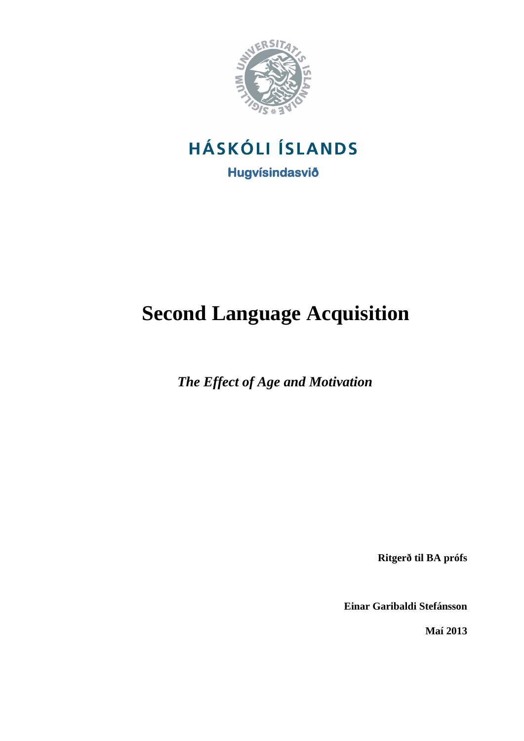HÁSKÓLI ÍSLANDS

Hugvísindasvið

# Second Language Acquisition

***The Effect of Age and Motivation***

**Ritgerð til BA prófs**

**Einar Garibaldi Stefánsson**

**Maí 2013**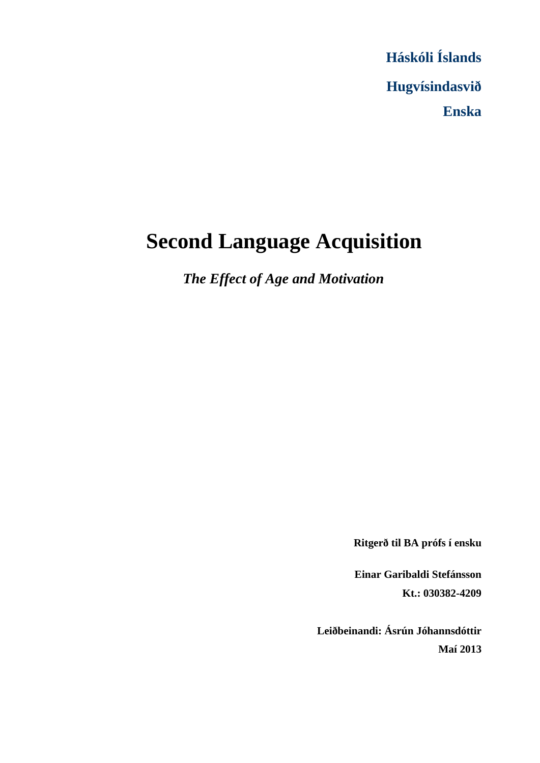**Háskóli Íslands**

**Hugvísindasvið**

**Enska**

# Second Language Acquisition

***The Effect of Age and Motivation***

**Ritgerð til BA prófs í ensku**

**Einar Garibaldi Stefánsson**

**Kt.: 030382-4209**

**Leiðbeinandi: Ásrún Jóhannsdóttir**

**Maí 2013**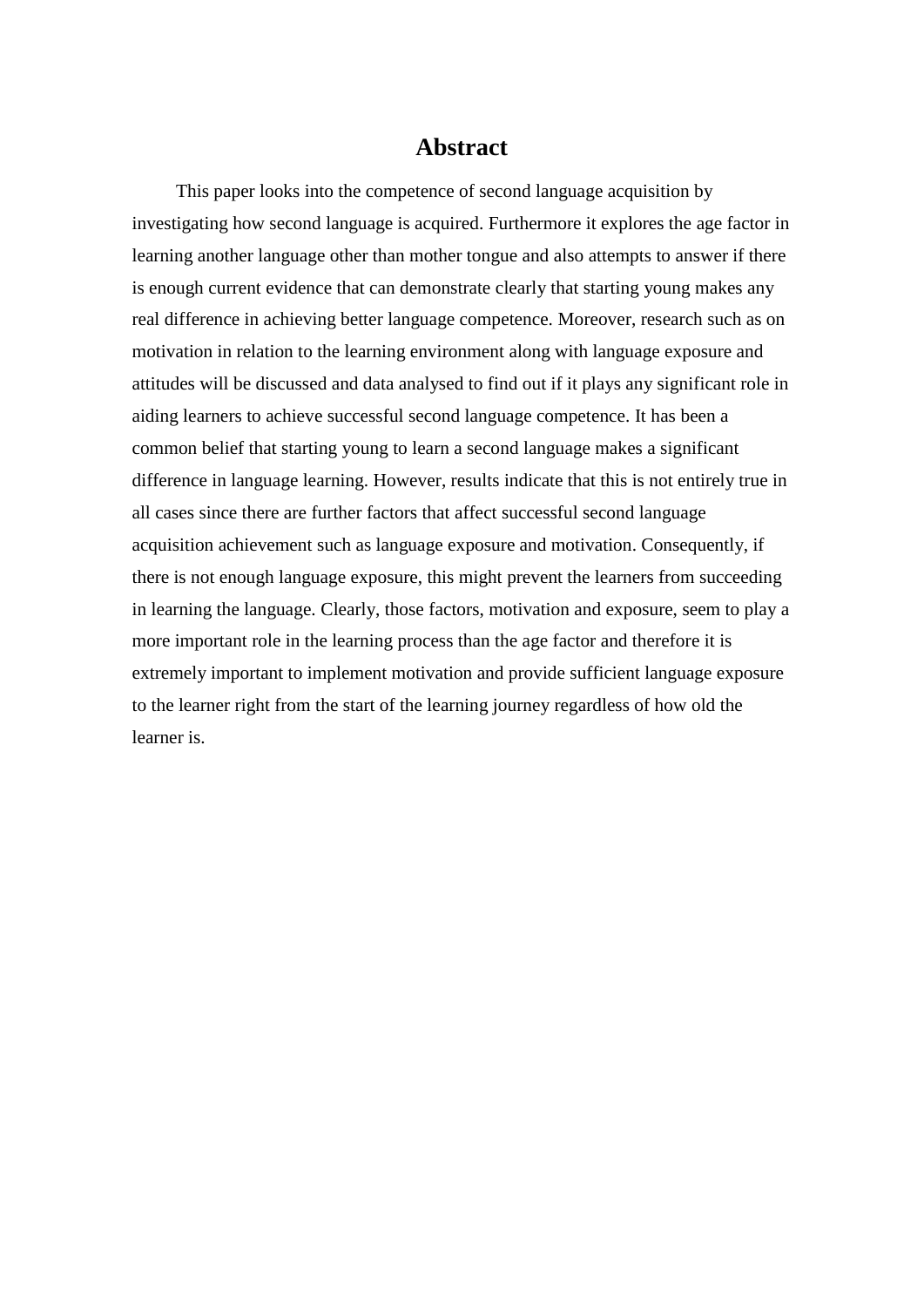# Abstract

This paper looks into the competence of second language acquisition by investigating how second language is acquired. Furthermore it explores the age factor in learning another language other than mother tongue and also attempts to answer if there is enough current evidence that can demonstrate clearly that starting young makes any real difference in achieving better language competence. Moreover, research such as on motivation in relation to the learning environment along with language exposure and attitudes will be discussed and data analysed to find out if it plays any significant role in aiding learners to achieve successful second language competence. It has been a common belief that starting young to learn a second language makes a significant difference in language learning. However, results indicate that this is not entirely true in all cases since there are further factors that affect successful second language acquisition achievement such as language exposure and motivation. Consequently, if there is not enough language exposure, this might prevent the learners from succeeding in learning the language. Clearly, those factors, motivation and exposure, seem to play a more important role in the learning process than the age factor and therefore it is extremely important to implement motivation and provide sufficient language exposure to the learner right from the start of the learning journey regardless of how old the learner is.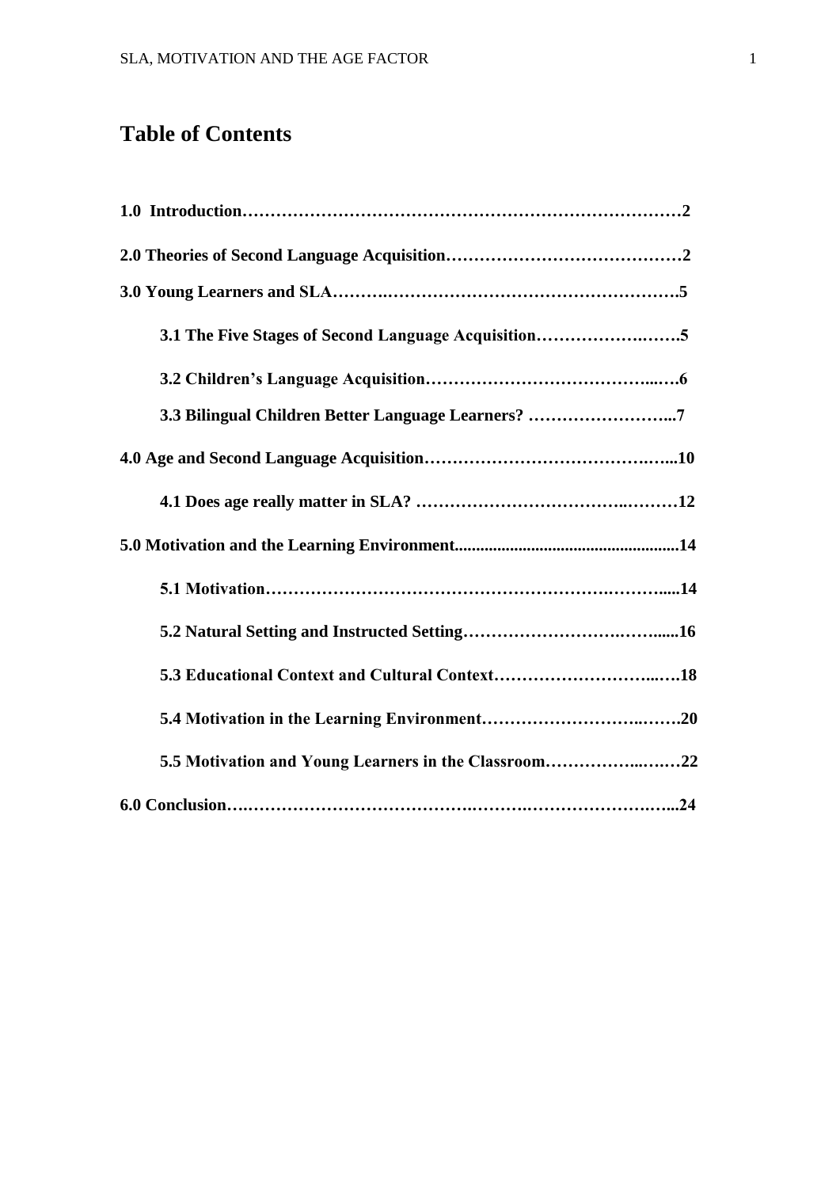# Table of Contents

**1.0 Introduction……………………………………………………………………2**

**2.0 Theories of Second Language Acquisition……………………………………2**

**3.0 Young Learners and SLA……….……………………………………………….5**

**3.1 The Five Stages of Second Language Acquisition…………………….…….5**

**3.2 Children's Language Acquisition…………………………………...….6**

**3.3 Bilingual Children Better Language Learners? ……………………...7**

**4.0 Age and Second Language Acquisition…….………………………….…...10**

**4.1 Does age really matter in SLA? ……………………………..………12**

**5.0 Motivation and the Learning Environment....................................................14**

**5.1 Motivation…………………………………………………….……….....14**

**5.2 Natural Setting and Instructed Setting…………………………….…….....16**

**5.3 Educational Context and Cultural Context…………………………..….18**

**5.4 Motivation in the Learning Environment……………………….…….20**

**5.5 Motivation and Young Learners in the Classroom……………...……22**

**6.0 Conclusion….………………………………….…………….………………….…...24**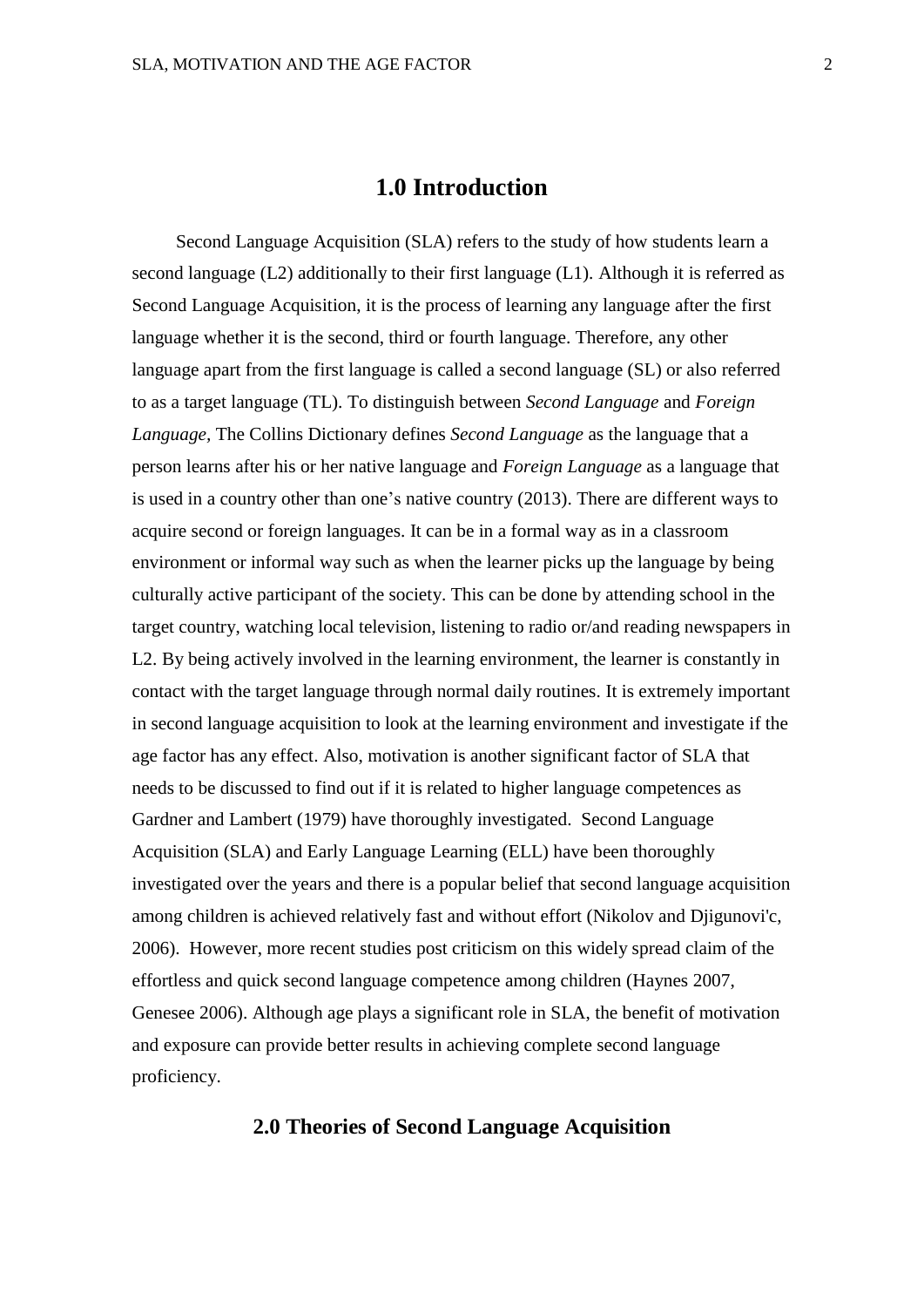# 1.0 Introduction

Second Language Acquisition (SLA) refers to the study of how students learn a second language (L2) additionally to their first language (L1). Although it is referred as Second Language Acquisition, it is the process of learning any language after the first language whether it is the second, third or fourth language. Therefore, any other language apart from the first language is called a second language (SL) or also referred to as a target language (TL). To distinguish between *Second Language* and *Foreign Language*, The Collins Dictionary defines *Second Language* as the language that a person learns after his or her native language and *Foreign Language* as a language that is used in a country other than one's native country (2013). There are different ways to acquire second or foreign languages. It can be in a formal way as in a classroom environment or informal way such as when the learner picks up the language by being culturally active participant of the society. This can be done by attending school in the target country, watching local television, listening to radio or/and reading newspapers in L2. By being actively involved in the learning environment, the learner is constantly in contact with the target language through normal daily routines. It is extremely important in second language acquisition to look at the learning environment and investigate if the age factor has any effect. Also, motivation is another significant factor of SLA that needs to be discussed to find out if it is related to higher language competences as Gardner and Lambert (1979) have thoroughly investigated. Second Language Acquisition (SLA) and Early Language Learning (ELL) have been thoroughly investigated over the years and there is a popular belief that second language acquisition among children is achieved relatively fast and without effort (Nikolov and Djigunovi'c, 2006). However, more recent studies post criticism on this widely spread claim of the effortless and quick second language competence among children (Haynes 2007, Genesee 2006). Although age plays a significant role in SLA, the benefit of motivation and exposure can provide better results in achieving complete second language proficiency.

## 2.0 Theories of Second Language Acquisition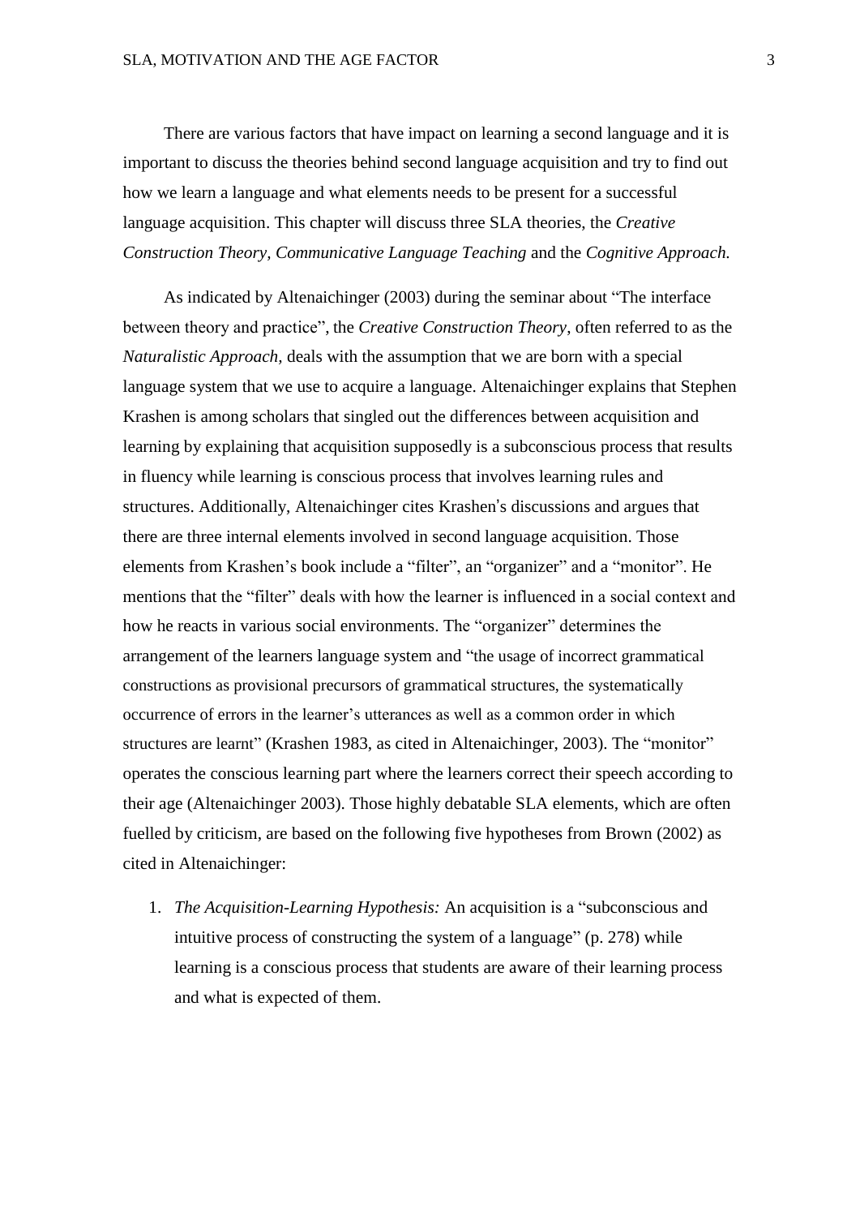There are various factors that have impact on learning a second language and it is important to discuss the theories behind second language acquisition and try to find out how we learn a language and what elements needs to be present for a successful language acquisition. This chapter will discuss three SLA theories, the *Creative Construction Theory, Communicative Language Teaching* and the *Cognitive Approach.*

As indicated by Altenaichinger (2003) during the seminar about "The interface between theory and practice", the *Creative Construction Theory*, often referred to as the *Naturalistic Approach,* deals with the assumption that we are born with a special language system that we use to acquire a language. Altenaichinger explains that Stephen Krashen is among scholars that singled out the differences between acquisition and learning by explaining that acquisition supposedly is a subconscious process that results in fluency while learning is conscious process that involves learning rules and structures. Additionally, Altenaichinger cites Krashen's discussions and argues that there are three internal elements involved in second language acquisition. Those elements from Krashen's book include a "filter", an "organizer" and a "monitor". He mentions that the "filter" deals with how the learner is influenced in a social context and how he reacts in various social environments. The "organizer" determines the arrangement of the learners language system and "the usage of incorrect grammatical constructions as provisional precursors of grammatical structures, the systematically occurrence of errors in the learner's utterances as well as a common order in which structures are learnt" (Krashen 1983, as cited in Altenaichinger, 2003). The "monitor" operates the conscious learning part where the learners correct their speech according to their age (Altenaichinger 2003). Those highly debatable SLA elements, which are often fuelled by criticism, are based on the following five hypotheses from Brown (2002) as cited in Altenaichinger:

1. *The Acquisition-Learning Hypothesis:* An acquisition is a "subconscious and intuitive process of constructing the system of a language" (p. 278) while learning is a conscious process that students are aware of their learning process and what is expected of them.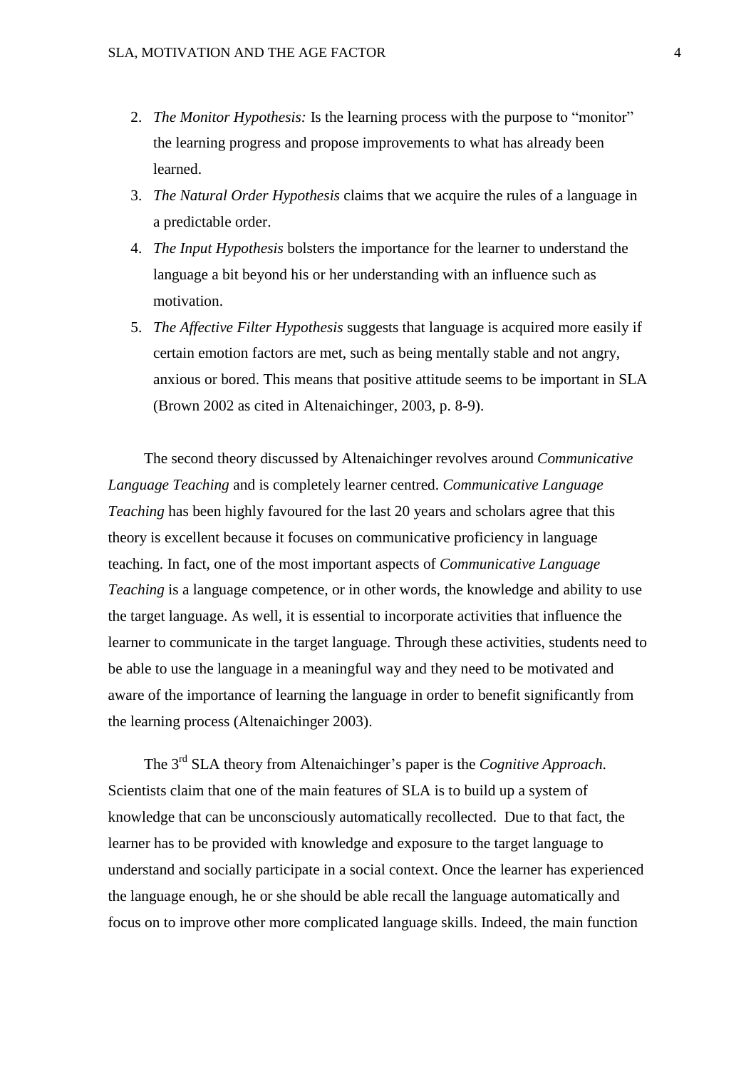2. *The Monitor Hypothesis:* Is the learning process with the purpose to "monitor" the learning progress and propose improvements to what has already been learned.
3. *The Natural Order Hypothesis* claims that we acquire the rules of a language in a predictable order.
4. *The Input Hypothesis* bolsters the importance for the learner to understand the language a bit beyond his or her understanding with an influence such as motivation.
5. *The Affective Filter Hypothesis* suggests that language is acquired more easily if certain emotion factors are met, such as being mentally stable and not angry, anxious or bored. This means that positive attitude seems to be important in SLA (Brown 2002 as cited in Altenaichinger, 2003, p. 8-9).

The second theory discussed by Altenaichinger revolves around *Communicative Language Teaching* and is completely learner centred. *Communicative Language Teaching* has been highly favoured for the last 20 years and scholars agree that this theory is excellent because it focuses on communicative proficiency in language teaching. In fact, one of the most important aspects of *Communicative Language Teaching* is a language competence, or in other words, the knowledge and ability to use the target language. As well, it is essential to incorporate activities that influence the learner to communicate in the target language. Through these activities, students need to be able to use the language in a meaningful way and they need to be motivated and aware of the importance of learning the language in order to benefit significantly from the learning process (Altenaichinger 2003).

The 3rd SLA theory from Altenaichinger's paper is the *Cognitive Approach*. Scientists claim that one of the main features of SLA is to build up a system of knowledge that can be unconsciously automatically recollected. Due to that fact, the learner has to be provided with knowledge and exposure to the target language to understand and socially participate in a social context. Once the learner has experienced the language enough, he or she should be able recall the language automatically and focus on to improve other more complicated language skills. Indeed, the main function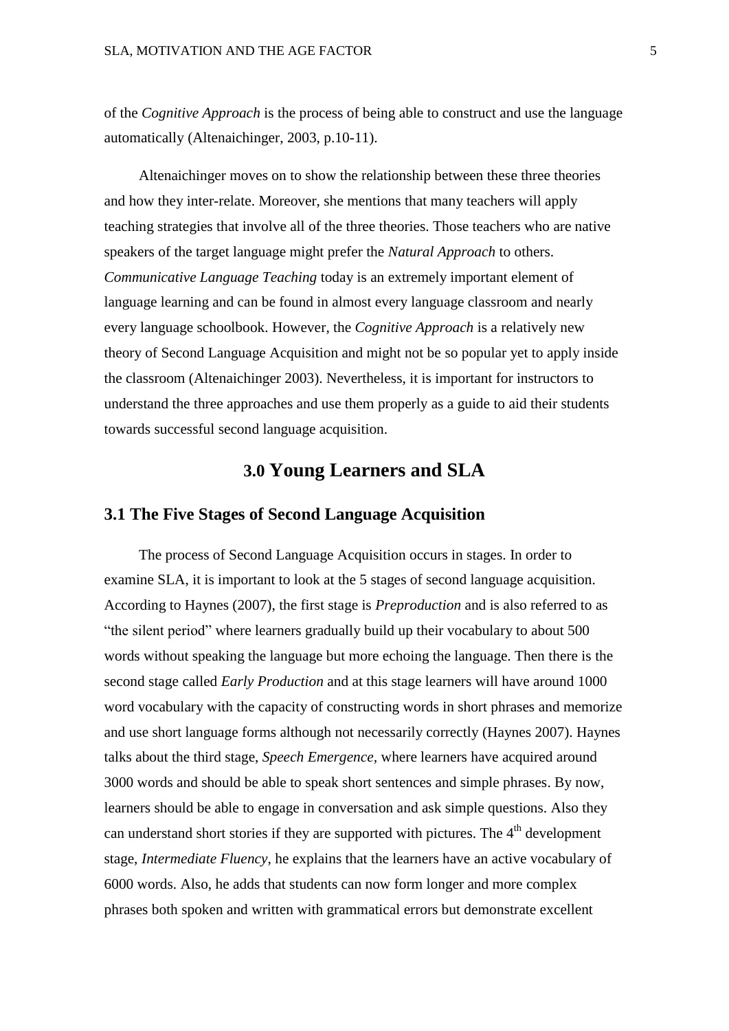of the *Cognitive Approach* is the process of being able to construct and use the language automatically (Altenaichinger, 2003, p.10-11).

Altenaichinger moves on to show the relationship between these three theories and how they inter-relate. Moreover, she mentions that many teachers will apply teaching strategies that involve all of the three theories. Those teachers who are native speakers of the target language might prefer the *Natural Approach* to others. *Communicative Language Teaching* today is an extremely important element of language learning and can be found in almost every language classroom and nearly every language schoolbook. However, the *Cognitive Approach* is a relatively new theory of Second Language Acquisition and might not be so popular yet to apply inside the classroom (Altenaichinger 2003). Nevertheless, it is important for instructors to understand the three approaches and use them properly as a guide to aid their students towards successful second language acquisition.

# 3.0 Young Learners and SLA

## 3.1 The Five Stages of Second Language Acquisition

The process of Second Language Acquisition occurs in stages. In order to examine SLA, it is important to look at the 5 stages of second language acquisition. According to Haynes (2007), the first stage is *Preproduction* and is also referred to as "the silent period" where learners gradually build up their vocabulary to about 500 words without speaking the language but more echoing the language. Then there is the second stage called *Early Production* and at this stage learners will have around 1000 word vocabulary with the capacity of constructing words in short phrases and memorize and use short language forms although not necessarily correctly (Haynes 2007). Haynes talks about the third stage, *Speech Emergence*, where learners have acquired around 3000 words and should be able to speak short sentences and simple phrases. By now, learners should be able to engage in conversation and ask simple questions. Also they can understand short stories if they are supported with pictures. The 4th development stage, *Intermediate Fluency*, he explains that the learners have an active vocabulary of 6000 words. Also, he adds that students can now form longer and more complex phrases both spoken and written with grammatical errors but demonstrate excellent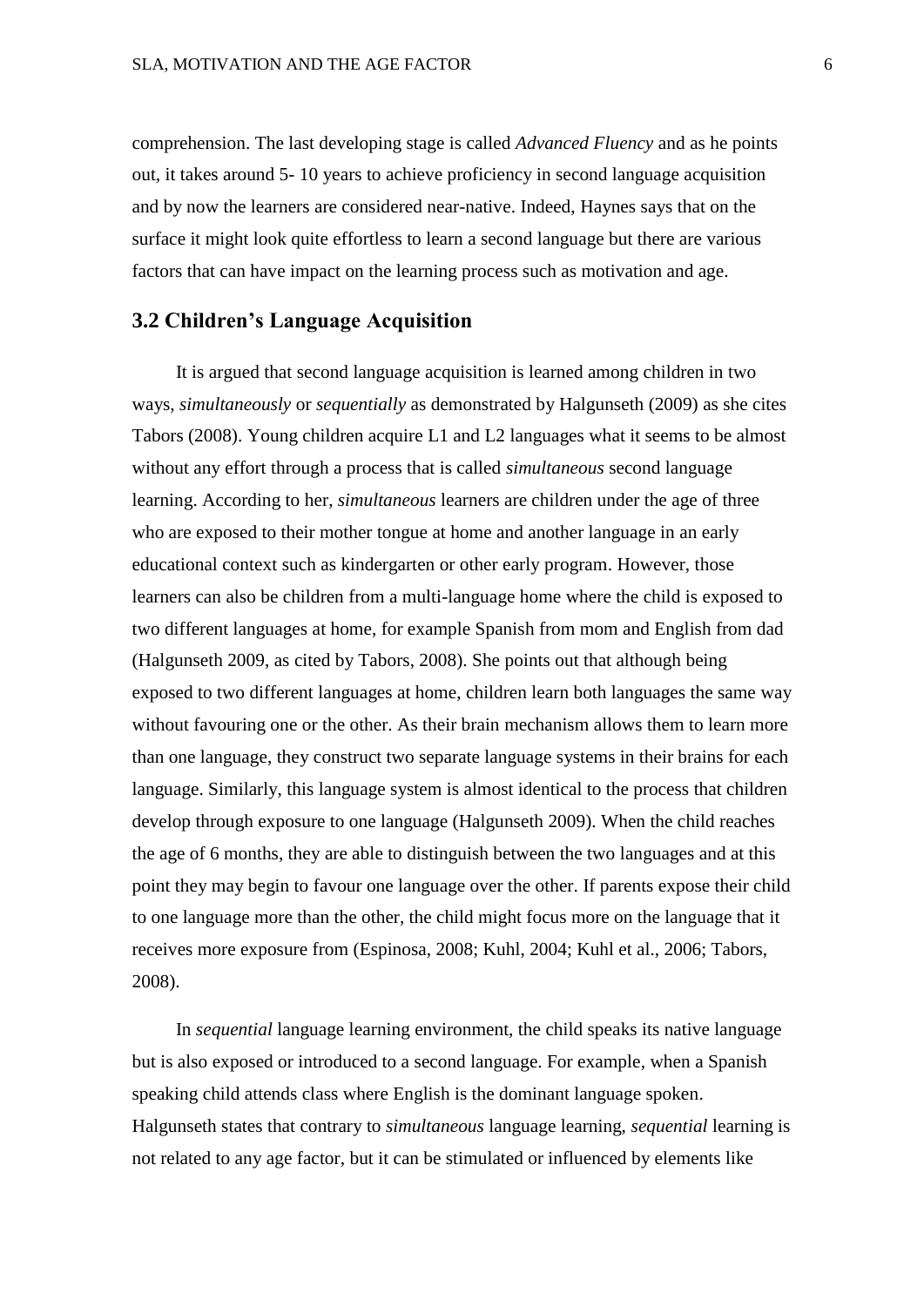comprehension. The last developing stage is called *Advanced Fluency* and as he points out, it takes around 5- 10 years to achieve proficiency in second language acquisition and by now the learners are considered near-native. Indeed, Haynes says that on the surface it might look quite effortless to learn a second language but there are various factors that can have impact on the learning process such as motivation and age.

## 3.2 Children's Language Acquisition

It is argued that second language acquisition is learned among children in two ways, *simultaneously* or *sequentially* as demonstrated by Halgunseth (2009) as she cites Tabors (2008). Young children acquire L1 and L2 languages what it seems to be almost without any effort through a process that is called *simultaneous* second language learning. According to her, *simultaneous* learners are children under the age of three who are exposed to their mother tongue at home and another language in an early educational context such as kindergarten or other early program. However, those learners can also be children from a multi-language home where the child is exposed to two different languages at home, for example Spanish from mom and English from dad (Halgunseth 2009, as cited by Tabors, 2008). She points out that although being exposed to two different languages at home, children learn both languages the same way without favouring one or the other. As their brain mechanism allows them to learn more than one language, they construct two separate language systems in their brains for each language. Similarly, this language system is almost identical to the process that children develop through exposure to one language (Halgunseth 2009). When the child reaches the age of 6 months, they are able to distinguish between the two languages and at this point they may begin to favour one language over the other. If parents expose their child to one language more than the other, the child might focus more on the language that it receives more exposure from (Espinosa, 2008; Kuhl, 2004; Kuhl et al., 2006; Tabors, 2008).

In *sequential* language learning environment, the child speaks its native language but is also exposed or introduced to a second language. For example, when a Spanish speaking child attends class where English is the dominant language spoken. Halgunseth states that contrary to *simultaneous* language learning, *sequential* learning is not related to any age factor, but it can be stimulated or influenced by elements like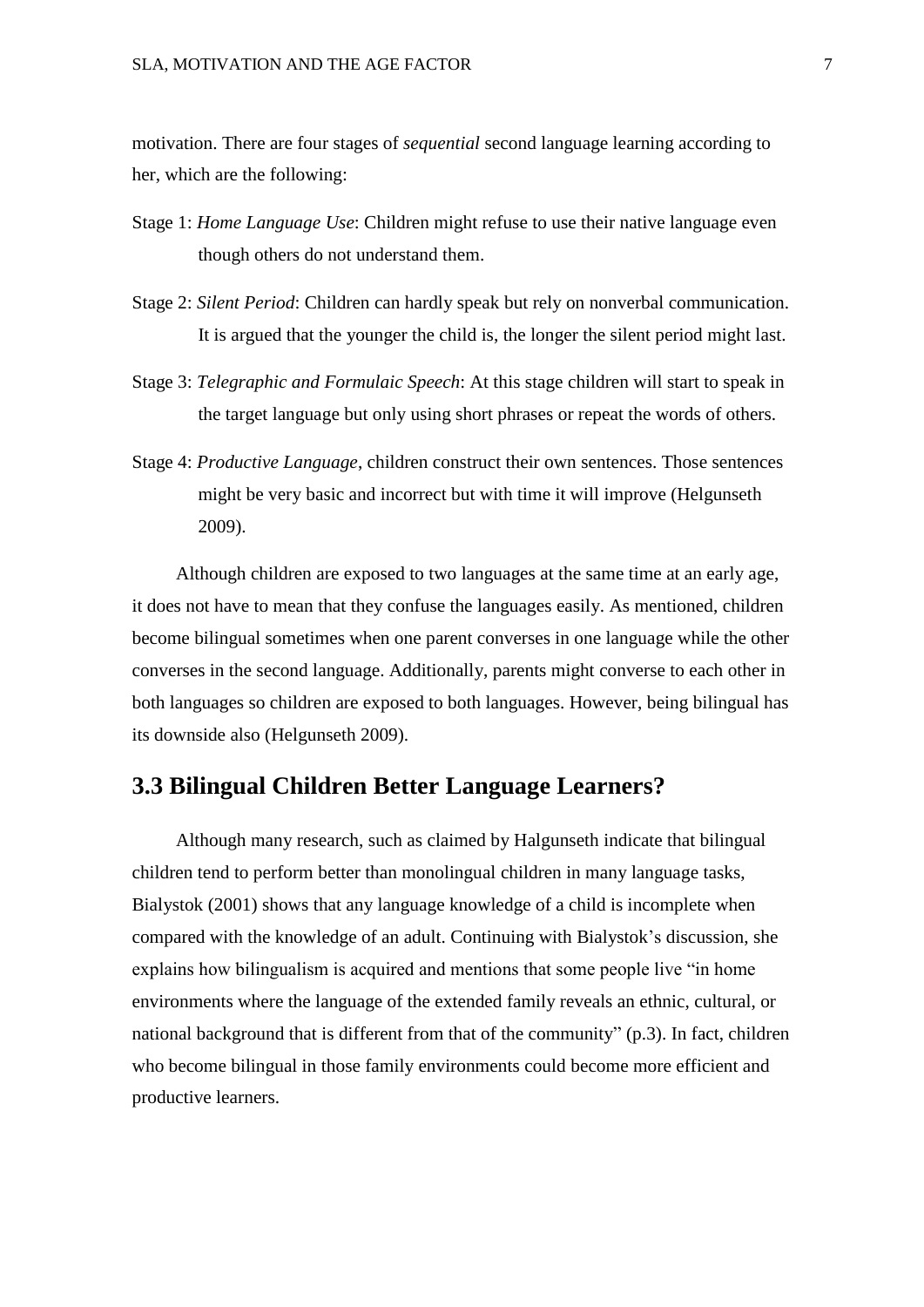motivation. There are four stages of *sequential* second language learning according to her, which are the following:

Stage 1: *Home Language Use*: Children might refuse to use their native language even though others do not understand them.

Stage 2: *Silent Period*: Children can hardly speak but rely on nonverbal communication. It is argued that the younger the child is, the longer the silent period might last.

Stage 3: *Telegraphic and Formulaic Speech*: At this stage children will start to speak in the target language but only using short phrases or repeat the words of others.

Stage 4: *Productive Language*, children construct their own sentences. Those sentences might be very basic and incorrect but with time it will improve (Helgunseth 2009).

Although children are exposed to two languages at the same time at an early age, it does not have to mean that they confuse the languages easily. As mentioned, children become bilingual sometimes when one parent converses in one language while the other converses in the second language. Additionally, parents might converse to each other in both languages so children are exposed to both languages. However, being bilingual has its downside also (Helgunseth 2009).

## 3.3 Bilingual Children Better Language Learners?

Although many research, such as claimed by Halgunseth indicate that bilingual children tend to perform better than monolingual children in many language tasks, Bialystok (2001) shows that any language knowledge of a child is incomplete when compared with the knowledge of an adult. Continuing with Bialystok's discussion, she explains how bilingualism is acquired and mentions that some people live "in home environments where the language of the extended family reveals an ethnic, cultural, or national background that is different from that of the community" (p.3). In fact, children who become bilingual in those family environments could become more efficient and productive learners.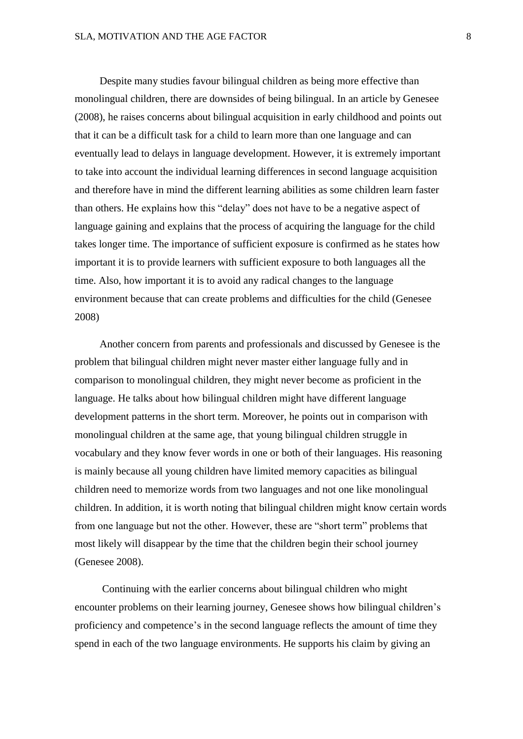Despite many studies favour bilingual children as being more effective than monolingual children, there are downsides of being bilingual. In an article by Genesee (2008), he raises concerns about bilingual acquisition in early childhood and points out that it can be a difficult task for a child to learn more than one language and can eventually lead to delays in language development. However, it is extremely important to take into account the individual learning differences in second language acquisition and therefore have in mind the different learning abilities as some children learn faster than others. He explains how this "delay" does not have to be a negative aspect of language gaining and explains that the process of acquiring the language for the child takes longer time. The importance of sufficient exposure is confirmed as he states how important it is to provide learners with sufficient exposure to both languages all the time. Also, how important it is to avoid any radical changes to the language environment because that can create problems and difficulties for the child (Genesee 2008)

Another concern from parents and professionals and discussed by Genesee is the problem that bilingual children might never master either language fully and in comparison to monolingual children, they might never become as proficient in the language. He talks about how bilingual children might have different language development patterns in the short term. Moreover, he points out in comparison with monolingual children at the same age, that young bilingual children struggle in vocabulary and they know fever words in one or both of their languages. His reasoning is mainly because all young children have limited memory capacities as bilingual children need to memorize words from two languages and not one like monolingual children. In addition, it is worth noting that bilingual children might know certain words from one language but not the other. However, these are "short term" problems that most likely will disappear by the time that the children begin their school journey (Genesee 2008).

Continuing with the earlier concerns about bilingual children who might encounter problems on their learning journey, Genesee shows how bilingual children's proficiency and competence's in the second language reflects the amount of time they spend in each of the two language environments. He supports his claim by giving an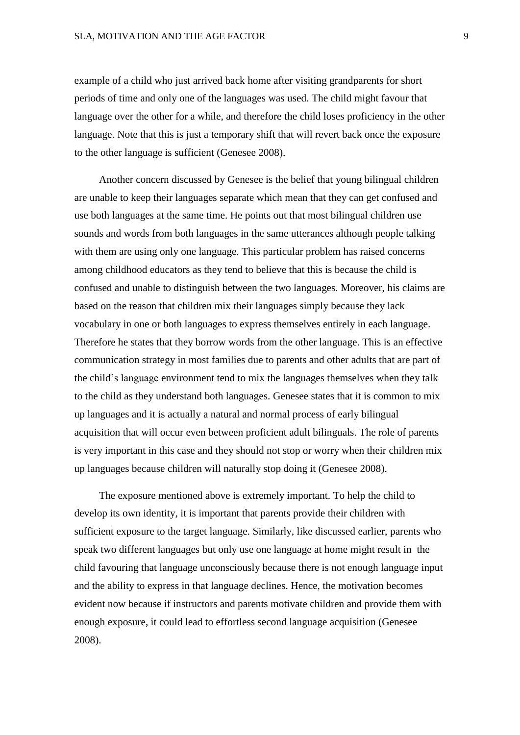example of a child who just arrived back home after visiting grandparents for short periods of time and only one of the languages was used. The child might favour that language over the other for a while, and therefore the child loses proficiency in the other language. Note that this is just a temporary shift that will revert back once the exposure to the other language is sufficient (Genesee 2008).

Another concern discussed by Genesee is the belief that young bilingual children are unable to keep their languages separate which mean that they can get confused and use both languages at the same time. He points out that most bilingual children use sounds and words from both languages in the same utterances although people talking with them are using only one language. This particular problem has raised concerns among childhood educators as they tend to believe that this is because the child is confused and unable to distinguish between the two languages. Moreover, his claims are based on the reason that children mix their languages simply because they lack vocabulary in one or both languages to express themselves entirely in each language. Therefore he states that they borrow words from the other language. This is an effective communication strategy in most families due to parents and other adults that are part of the child's language environment tend to mix the languages themselves when they talk to the child as they understand both languages. Genesee states that it is common to mix up languages and it is actually a natural and normal process of early bilingual acquisition that will occur even between proficient adult bilinguals. The role of parents is very important in this case and they should not stop or worry when their children mix up languages because children will naturally stop doing it (Genesee 2008).

The exposure mentioned above is extremely important. To help the child to develop its own identity, it is important that parents provide their children with sufficient exposure to the target language. Similarly, like discussed earlier, parents who speak two different languages but only use one language at home might result in the child favouring that language unconsciously because there is not enough language input and the ability to express in that language declines. Hence, the motivation becomes evident now because if instructors and parents motivate children and provide them with enough exposure, it could lead to effortless second language acquisition (Genesee 2008).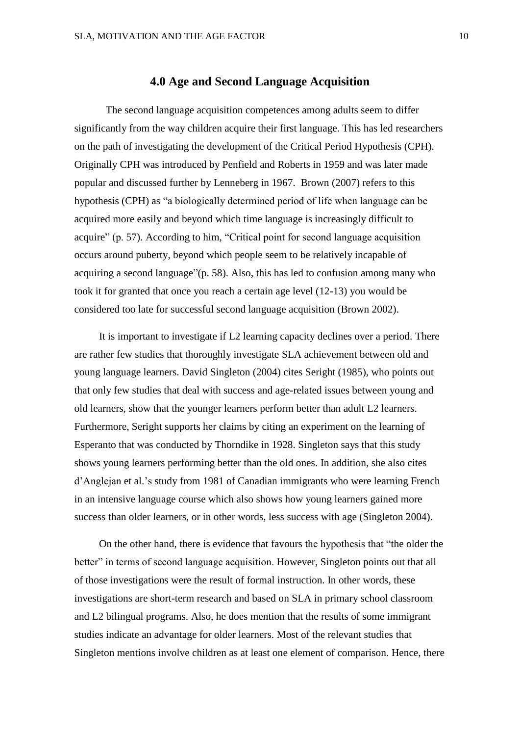## 4.0 Age and Second Language Acquisition

The second language acquisition competences among adults seem to differ significantly from the way children acquire their first language. This has led researchers on the path of investigating the development of the Critical Period Hypothesis (CPH). Originally CPH was introduced by Penfield and Roberts in 1959 and was later made popular and discussed further by Lenneberg in 1967. Brown (2007) refers to this hypothesis (CPH) as "a biologically determined period of life when language can be acquired more easily and beyond which time language is increasingly difficult to acquire" (p. 57). According to him, "Critical point for second language acquisition occurs around puberty, beyond which people seem to be relatively incapable of acquiring a second language"(p. 58). Also, this has led to confusion among many who took it for granted that once you reach a certain age level (12-13) you would be considered too late for successful second language acquisition (Brown 2002).

It is important to investigate if L2 learning capacity declines over a period. There are rather few studies that thoroughly investigate SLA achievement between old and young language learners. David Singleton (2004) cites Seright (1985), who points out that only few studies that deal with success and age-related issues between young and old learners, show that the younger learners perform better than adult L2 learners. Furthermore, Seright supports her claims by citing an experiment on the learning of Esperanto that was conducted by Thorndike in 1928. Singleton says that this study shows young learners performing better than the old ones. In addition, she also cites d'Anglejan et al.'s study from 1981 of Canadian immigrants who were learning French in an intensive language course which also shows how young learners gained more success than older learners, or in other words, less success with age (Singleton 2004).

On the other hand, there is evidence that favours the hypothesis that "the older the better" in terms of second language acquisition. However, Singleton points out that all of those investigations were the result of formal instruction. In other words, these investigations are short-term research and based on SLA in primary school classroom and L2 bilingual programs. Also, he does mention that the results of some immigrant studies indicate an advantage for older learners. Most of the relevant studies that Singleton mentions involve children as at least one element of comparison. Hence, there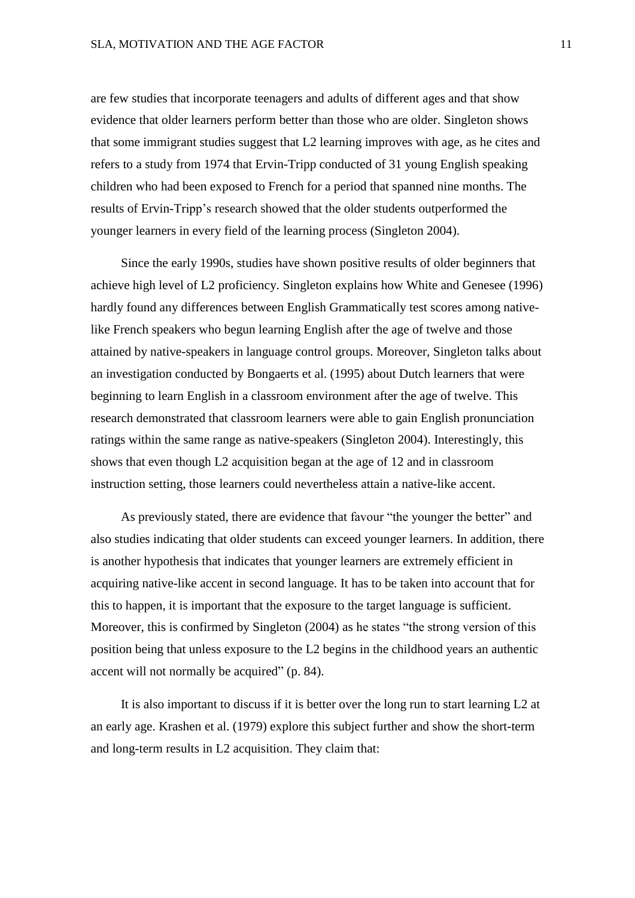are few studies that incorporate teenagers and adults of different ages and that show evidence that older learners perform better than those who are older. Singleton shows that some immigrant studies suggest that L2 learning improves with age, as he cites and refers to a study from 1974 that Ervin-Tripp conducted of 31 young English speaking children who had been exposed to French for a period that spanned nine months. The results of Ervin-Tripp's research showed that the older students outperformed the younger learners in every field of the learning process (Singleton 2004).

Since the early 1990s, studies have shown positive results of older beginners that achieve high level of L2 proficiency. Singleton explains how White and Genesee (1996) hardly found any differences between English Grammatically test scores among native-like French speakers who begun learning English after the age of twelve and those attained by native-speakers in language control groups. Moreover, Singleton talks about an investigation conducted by Bongaerts et al. (1995) about Dutch learners that were beginning to learn English in a classroom environment after the age of twelve. This research demonstrated that classroom learners were able to gain English pronunciation ratings within the same range as native-speakers (Singleton 2004). Interestingly, this shows that even though L2 acquisition began at the age of 12 and in classroom instruction setting, those learners could nevertheless attain a native-like accent.

As previously stated, there are evidence that favour "the younger the better" and also studies indicating that older students can exceed younger learners. In addition, there is another hypothesis that indicates that younger learners are extremely efficient in acquiring native-like accent in second language. It has to be taken into account that for this to happen, it is important that the exposure to the target language is sufficient. Moreover, this is confirmed by Singleton (2004) as he states "the strong version of this position being that unless exposure to the L2 begins in the childhood years an authentic accent will not normally be acquired" (p. 84).

It is also important to discuss if it is better over the long run to start learning L2 at an early age. Krashen et al. (1979) explore this subject further and show the short-term and long-term results in L2 acquisition. They claim that: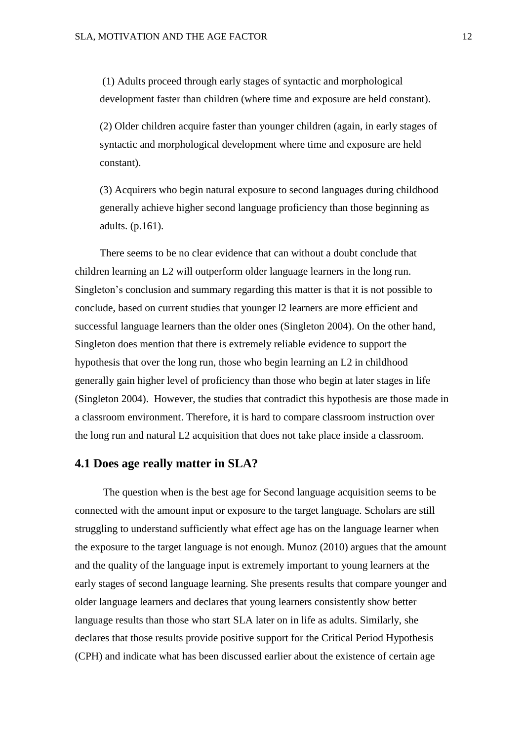(1) Adults proceed through early stages of syntactic and morphological development faster than children (where time and exposure are held constant).

(2) Older children acquire faster than younger children (again, in early stages of syntactic and morphological development where time and exposure are held constant).

(3) Acquirers who begin natural exposure to second languages during childhood generally achieve higher second language proficiency than those beginning as adults. (p.161).

There seems to be no clear evidence that can without a doubt conclude that children learning an L2 will outperform older language learners in the long run. Singleton's conclusion and summary regarding this matter is that it is not possible to conclude, based on current studies that younger l2 learners are more efficient and successful language learners than the older ones (Singleton 2004). On the other hand, Singleton does mention that there is extremely reliable evidence to support the hypothesis that over the long run, those who begin learning an L2 in childhood generally gain higher level of proficiency than those who begin at later stages in life (Singleton 2004). However, the studies that contradict this hypothesis are those made in a classroom environment. Therefore, it is hard to compare classroom instruction over the long run and natural L2 acquisition that does not take place inside a classroom.

## 4.1 Does age really matter in SLA?

The question when is the best age for Second language acquisition seems to be connected with the amount input or exposure to the target language. Scholars are still struggling to understand sufficiently what effect age has on the language learner when the exposure to the target language is not enough. Munoz (2010) argues that the amount and the quality of the language input is extremely important to young learners at the early stages of second language learning. She presents results that compare younger and older language learners and declares that young learners consistently show better language results than those who start SLA later on in life as adults. Similarly, she declares that those results provide positive support for the Critical Period Hypothesis (CPH) and indicate what has been discussed earlier about the existence of certain age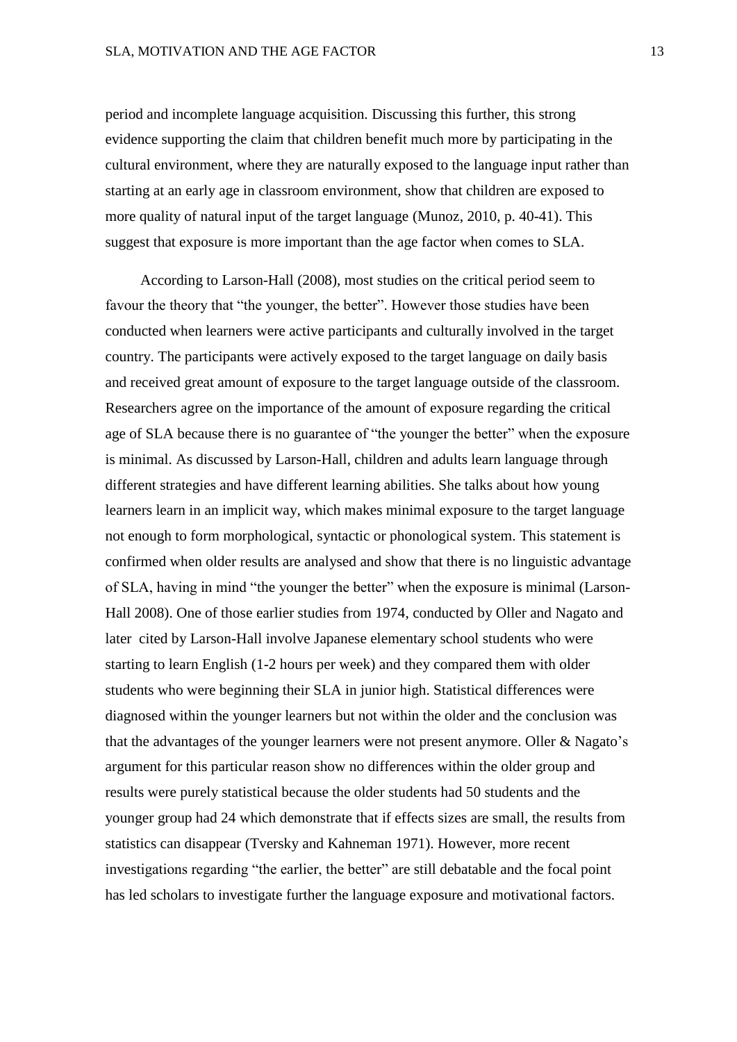period and incomplete language acquisition. Discussing this further, this strong evidence supporting the claim that children benefit much more by participating in the cultural environment, where they are naturally exposed to the language input rather than starting at an early age in classroom environment, show that children are exposed to more quality of natural input of the target language (Munoz, 2010, p. 40-41). This suggest that exposure is more important than the age factor when comes to SLA.

According to Larson-Hall (2008), most studies on the critical period seem to favour the theory that "the younger, the better". However those studies have been conducted when learners were active participants and culturally involved in the target country. The participants were actively exposed to the target language on daily basis and received great amount of exposure to the target language outside of the classroom. Researchers agree on the importance of the amount of exposure regarding the critical age of SLA because there is no guarantee of "the younger the better" when the exposure is minimal. As discussed by Larson-Hall, children and adults learn language through different strategies and have different learning abilities. She talks about how young learners learn in an implicit way, which makes minimal exposure to the target language not enough to form morphological, syntactic or phonological system. This statement is confirmed when older results are analysed and show that there is no linguistic advantage of SLA, having in mind "the younger the better" when the exposure is minimal (Larson-Hall 2008). One of those earlier studies from 1974, conducted by Oller and Nagato and later cited by Larson-Hall involve Japanese elementary school students who were starting to learn English (1-2 hours per week) and they compared them with older students who were beginning their SLA in junior high. Statistical differences were diagnosed within the younger learners but not within the older and the conclusion was that the advantages of the younger learners were not present anymore. Oller & Nagato's argument for this particular reason show no differences within the older group and results were purely statistical because the older students had 50 students and the younger group had 24 which demonstrate that if effects sizes are small, the results from statistics can disappear (Tversky and Kahneman 1971). However, more recent investigations regarding "the earlier, the better" are still debatable and the focal point has led scholars to investigate further the language exposure and motivational factors.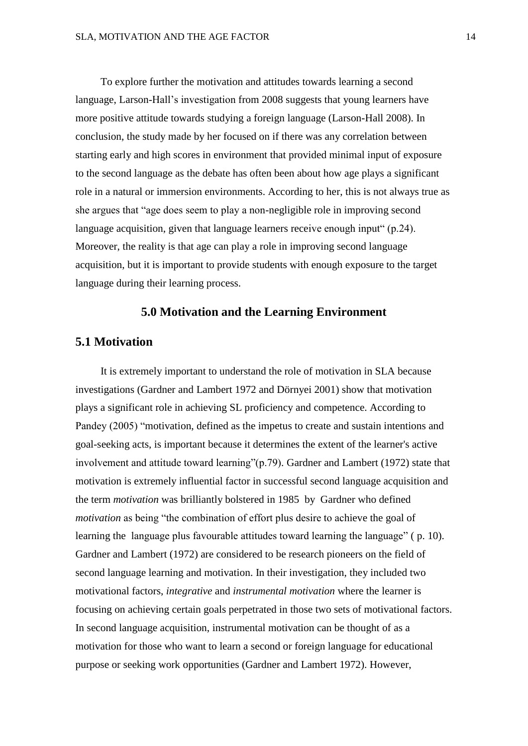To explore further the motivation and attitudes towards learning a second language, Larson-Hall's investigation from 2008 suggests that young learners have more positive attitude towards studying a foreign language (Larson-Hall 2008). In conclusion, the study made by her focused on if there was any correlation between starting early and high scores in environment that provided minimal input of exposure to the second language as the debate has often been about how age plays a significant role in a natural or immersion environments. According to her, this is not always true as she argues that "age does seem to play a non-negligible role in improving second language acquisition, given that language learners receive enough input" (p.24). Moreover, the reality is that age can play a role in improving second language acquisition, but it is important to provide students with enough exposure to the target language during their learning process.

# 5.0 Motivation and the Learning Environment

## 5.1 Motivation

It is extremely important to understand the role of motivation in SLA because investigations (Gardner and Lambert 1972 and Dörnyei 2001) show that motivation plays a significant role in achieving SL proficiency and competence. According to Pandey (2005) "motivation, defined as the impetus to create and sustain intentions and goal-seeking acts, is important because it determines the extent of the learner's active involvement and attitude toward learning"(p.79). Gardner and Lambert (1972) state that motivation is extremely influential factor in successful second language acquisition and the term *motivation* was brilliantly bolstered in 1985 by Gardner who defined *motivation* as being "the combination of effort plus desire to achieve the goal of learning the language plus favourable attitudes toward learning the language" ( p. 10). Gardner and Lambert (1972) are considered to be research pioneers on the field of second language learning and motivation. In their investigation, they included two motivational factors, *integrative* and *instrumental motivation* where the learner is focusing on achieving certain goals perpetrated in those two sets of motivational factors. In second language acquisition, instrumental motivation can be thought of as a motivation for those who want to learn a second or foreign language for educational purpose or seeking work opportunities (Gardner and Lambert 1972). However,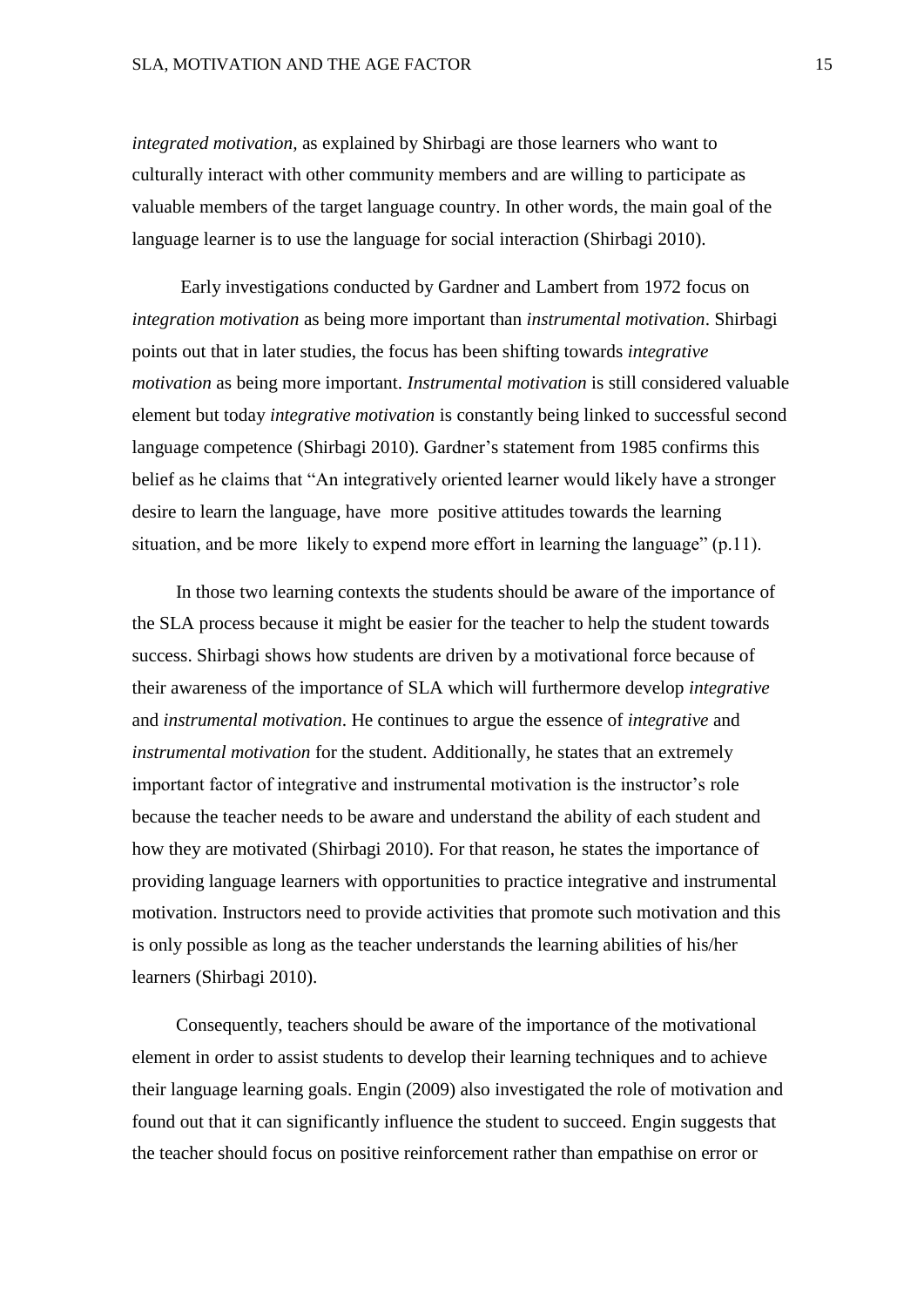*integrated motivation*, as explained by Shirbagi are those learners who want to culturally interact with other community members and are willing to participate as valuable members of the target language country. In other words, the main goal of the language learner is to use the language for social interaction (Shirbagi 2010).

Early investigations conducted by Gardner and Lambert from 1972 focus on *integration motivation* as being more important than *instrumental motivation*. Shirbagi points out that in later studies, the focus has been shifting towards *integrative motivation* as being more important. *Instrumental motivation* is still considered valuable element but today *integrative motivation* is constantly being linked to successful second language competence (Shirbagi 2010). Gardner's statement from 1985 confirms this belief as he claims that "An integratively oriented learner would likely have a stronger desire to learn the language, have more positive attitudes towards the learning situation, and be more likely to expend more effort in learning the language" (p.11).

In those two learning contexts the students should be aware of the importance of the SLA process because it might be easier for the teacher to help the student towards success. Shirbagi shows how students are driven by a motivational force because of their awareness of the importance of SLA which will furthermore develop *integrative* and *instrumental motivation*. He continues to argue the essence of *integrative* and *instrumental motivation* for the student. Additionally, he states that an extremely important factor of integrative and instrumental motivation is the instructor's role because the teacher needs to be aware and understand the ability of each student and how they are motivated (Shirbagi 2010). For that reason, he states the importance of providing language learners with opportunities to practice integrative and instrumental motivation. Instructors need to provide activities that promote such motivation and this is only possible as long as the teacher understands the learning abilities of his/her learners (Shirbagi 2010).

Consequently, teachers should be aware of the importance of the motivational element in order to assist students to develop their learning techniques and to achieve their language learning goals. Engin (2009) also investigated the role of motivation and found out that it can significantly influence the student to succeed. Engin suggests that the teacher should focus on positive reinforcement rather than empathise on error or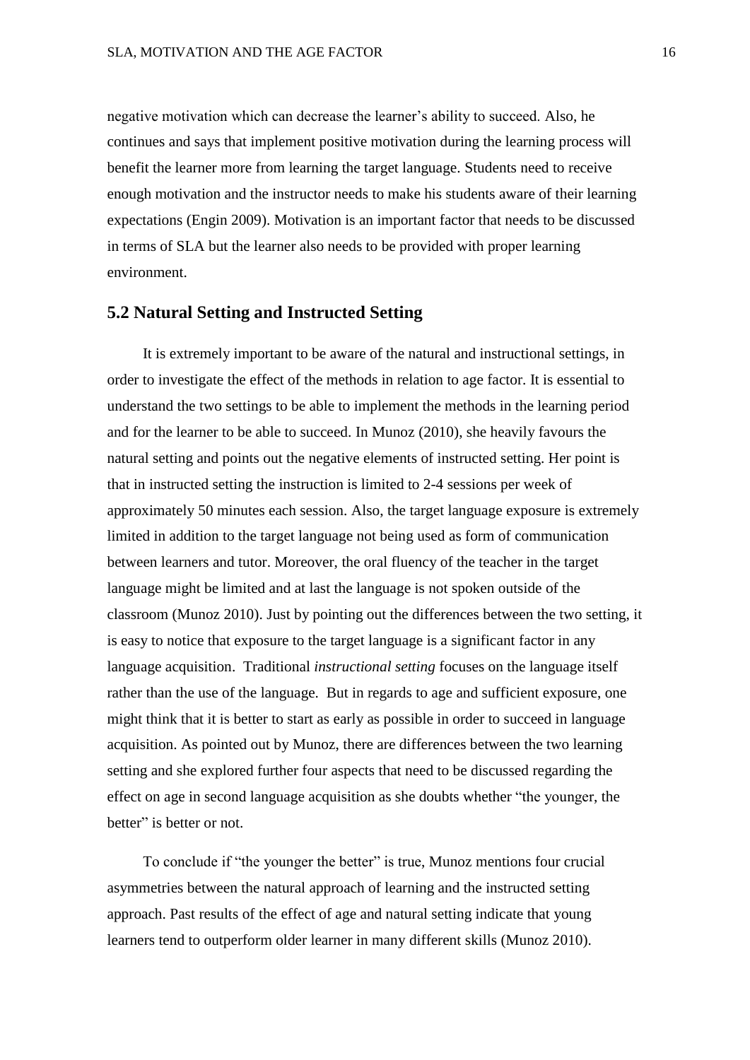negative motivation which can decrease the learner's ability to succeed. Also, he continues and says that implement positive motivation during the learning process will benefit the learner more from learning the target language. Students need to receive enough motivation and the instructor needs to make his students aware of their learning expectations (Engin 2009). Motivation is an important factor that needs to be discussed in terms of SLA but the learner also needs to be provided with proper learning environment.

## 5.2 Natural Setting and Instructed Setting

It is extremely important to be aware of the natural and instructional settings, in order to investigate the effect of the methods in relation to age factor. It is essential to understand the two settings to be able to implement the methods in the learning period and for the learner to be able to succeed. In Munoz (2010), she heavily favours the natural setting and points out the negative elements of instructed setting. Her point is that in instructed setting the instruction is limited to 2-4 sessions per week of approximately 50 minutes each session. Also, the target language exposure is extremely limited in addition to the target language not being used as form of communication between learners and tutor. Moreover, the oral fluency of the teacher in the target language might be limited and at last the language is not spoken outside of the classroom (Munoz 2010). Just by pointing out the differences between the two setting, it is easy to notice that exposure to the target language is a significant factor in any language acquisition. Traditional *instructional setting* focuses on the language itself rather than the use of the language. But in regards to age and sufficient exposure, one might think that it is better to start as early as possible in order to succeed in language acquisition. As pointed out by Munoz, there are differences between the two learning setting and she explored further four aspects that need to be discussed regarding the effect on age in second language acquisition as she doubts whether "the younger, the better" is better or not.

To conclude if "the younger the better" is true, Munoz mentions four crucial asymmetries between the natural approach of learning and the instructed setting approach. Past results of the effect of age and natural setting indicate that young learners tend to outperform older learner in many different skills (Munoz 2010).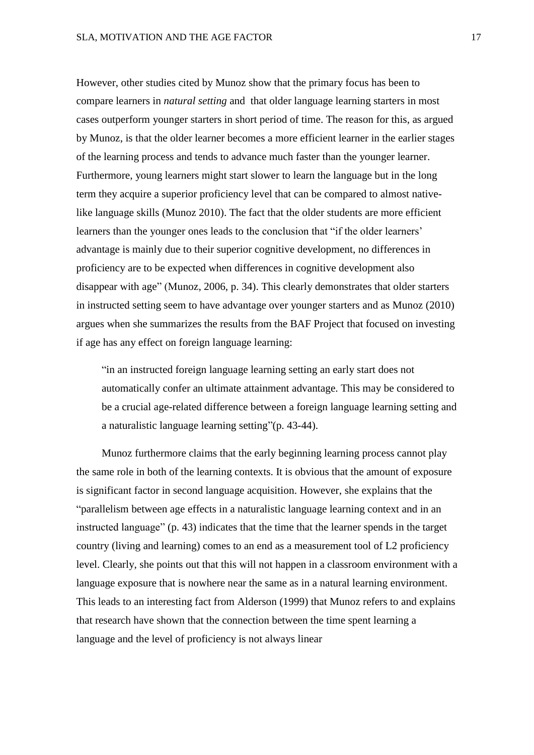However, other studies cited by Munoz show that the primary focus has been to compare learners in *natural setting* and that older language learning starters in most cases outperform younger starters in short period of time. The reason for this, as argued by Munoz, is that the older learner becomes a more efficient learner in the earlier stages of the learning process and tends to advance much faster than the younger learner. Furthermore, young learners might start slower to learn the language but in the long term they acquire a superior proficiency level that can be compared to almost native-like language skills (Munoz 2010). The fact that the older students are more efficient learners than the younger ones leads to the conclusion that "if the older learners' advantage is mainly due to their superior cognitive development, no differences in proficiency are to be expected when differences in cognitive development also disappear with age" (Munoz, 2006, p. 34). This clearly demonstrates that older starters in instructed setting seem to have advantage over younger starters and as Munoz (2010) argues when she summarizes the results from the BAF Project that focused on investing if age has any effect on foreign language learning:

> "in an instructed foreign language learning setting an early start does not automatically confer an ultimate attainment advantage. This may be considered to be a crucial age-related difference between a foreign language learning setting and a naturalistic language learning setting"(p. 43-44).

Munoz furthermore claims that the early beginning learning process cannot play the same role in both of the learning contexts. It is obvious that the amount of exposure is significant factor in second language acquisition. However, she explains that the "parallelism between age effects in a naturalistic language learning context and in an instructed language" (p. 43) indicates that the time that the learner spends in the target country (living and learning) comes to an end as a measurement tool of L2 proficiency level. Clearly, she points out that this will not happen in a classroom environment with a language exposure that is nowhere near the same as in a natural learning environment. This leads to an interesting fact from Alderson (1999) that Munoz refers to and explains that research have shown that the connection between the time spent learning a language and the level of proficiency is not always linear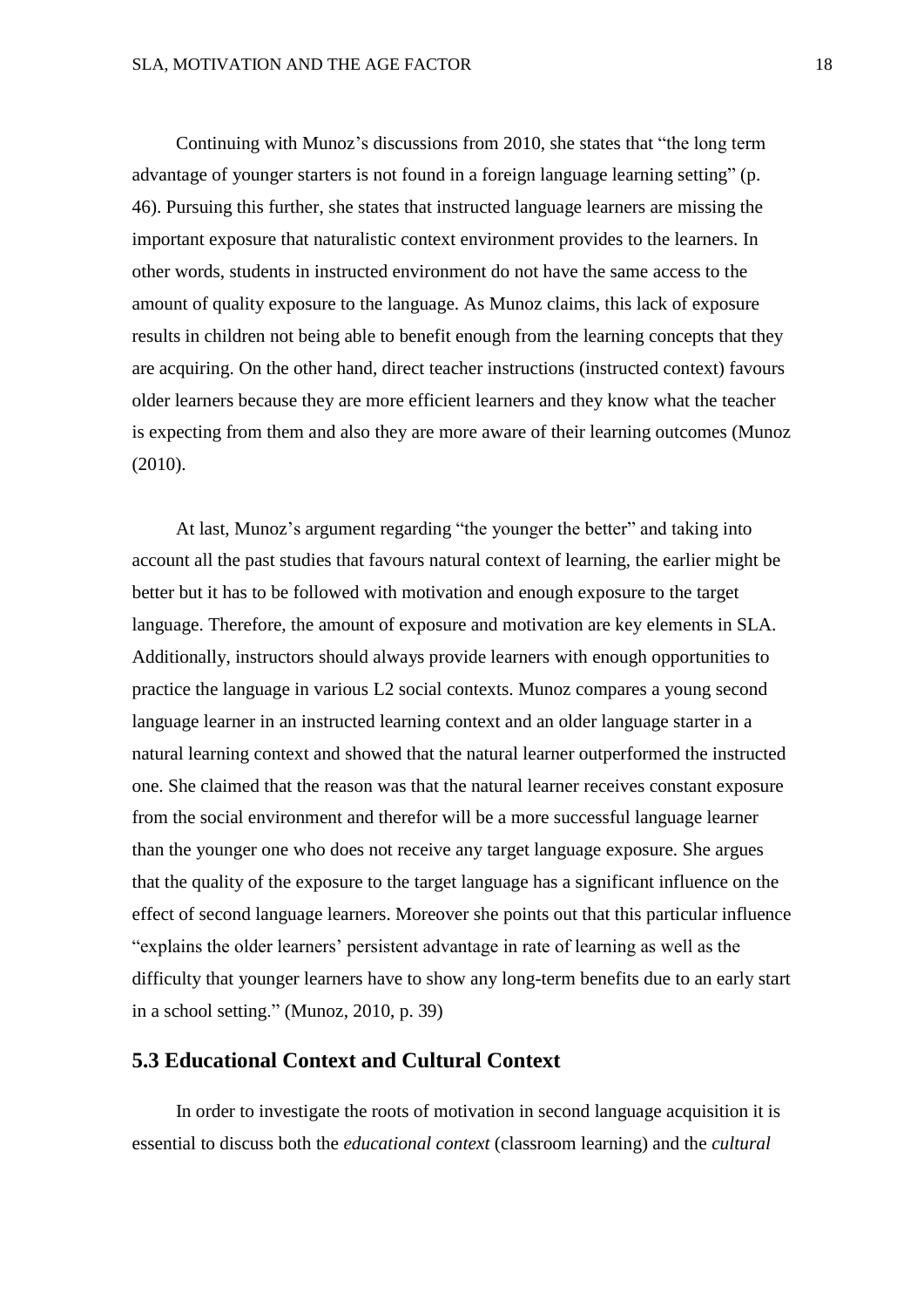Continuing with Munoz's discussions from 2010, she states that "the long term advantage of younger starters is not found in a foreign language learning setting" (p. 46). Pursuing this further, she states that instructed language learners are missing the important exposure that naturalistic context environment provides to the learners. In other words, students in instructed environment do not have the same access to the amount of quality exposure to the language. As Munoz claims, this lack of exposure results in children not being able to benefit enough from the learning concepts that they are acquiring. On the other hand, direct teacher instructions (instructed context) favours older learners because they are more efficient learners and they know what the teacher is expecting from them and also they are more aware of their learning outcomes (Munoz (2010).

At last, Munoz's argument regarding "the younger the better" and taking into account all the past studies that favours natural context of learning, the earlier might be better but it has to be followed with motivation and enough exposure to the target language. Therefore, the amount of exposure and motivation are key elements in SLA. Additionally, instructors should always provide learners with enough opportunities to practice the language in various L2 social contexts. Munoz compares a young second language learner in an instructed learning context and an older language starter in a natural learning context and showed that the natural learner outperformed the instructed one. She claimed that the reason was that the natural learner receives constant exposure from the social environment and therefor will be a more successful language learner than the younger one who does not receive any target language exposure. She argues that the quality of the exposure to the target language has a significant influence on the effect of second language learners. Moreover she points out that this particular influence "explains the older learners' persistent advantage in rate of learning as well as the difficulty that younger learners have to show any long-term benefits due to an early start in a school setting." (Munoz, 2010, p. 39)

## 5.3 Educational Context and Cultural Context

In order to investigate the roots of motivation in second language acquisition it is essential to discuss both the *educational context* (classroom learning) and the *cultural*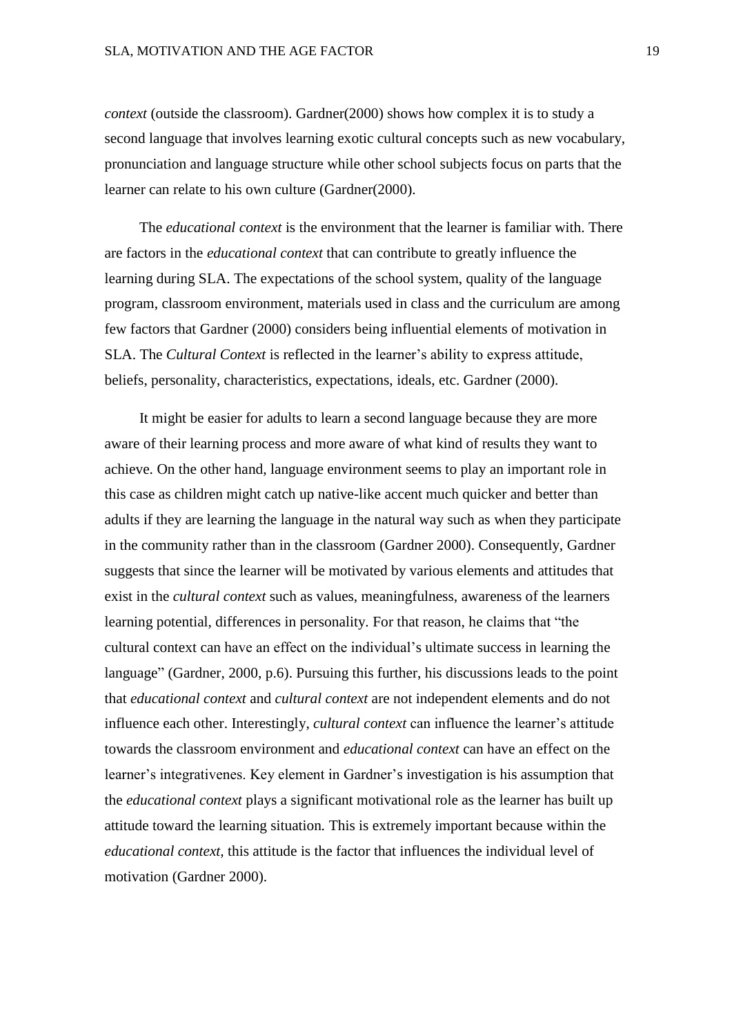*context* (outside the classroom). Gardner(2000) shows how complex it is to study a second language that involves learning exotic cultural concepts such as new vocabulary, pronunciation and language structure while other school subjects focus on parts that the learner can relate to his own culture (Gardner(2000).

The *educational context* is the environment that the learner is familiar with. There are factors in the *educational context* that can contribute to greatly influence the learning during SLA. The expectations of the school system, quality of the language program, classroom environment, materials used in class and the curriculum are among few factors that Gardner (2000) considers being influential elements of motivation in SLA. The *Cultural Context* is reflected in the learner's ability to express attitude, beliefs, personality, characteristics, expectations, ideals, etc. Gardner (2000).

It might be easier for adults to learn a second language because they are more aware of their learning process and more aware of what kind of results they want to achieve. On the other hand, language environment seems to play an important role in this case as children might catch up native-like accent much quicker and better than adults if they are learning the language in the natural way such as when they participate in the community rather than in the classroom (Gardner 2000). Consequently, Gardner suggests that since the learner will be motivated by various elements and attitudes that exist in the *cultural context* such as values, meaningfulness, awareness of the learners learning potential, differences in personality. For that reason, he claims that "the cultural context can have an effect on the individual's ultimate success in learning the language" (Gardner, 2000, p.6). Pursuing this further, his discussions leads to the point that *educational context* and *cultural context* are not independent elements and do not influence each other. Interestingly, *cultural context* can influence the learner's attitude towards the classroom environment and *educational context* can have an effect on the learner's integrativenes. Key element in Gardner's investigation is his assumption that the *educational context* plays a significant motivational role as the learner has built up attitude toward the learning situation. This is extremely important because within the *educational context*, this attitude is the factor that influences the individual level of motivation (Gardner 2000).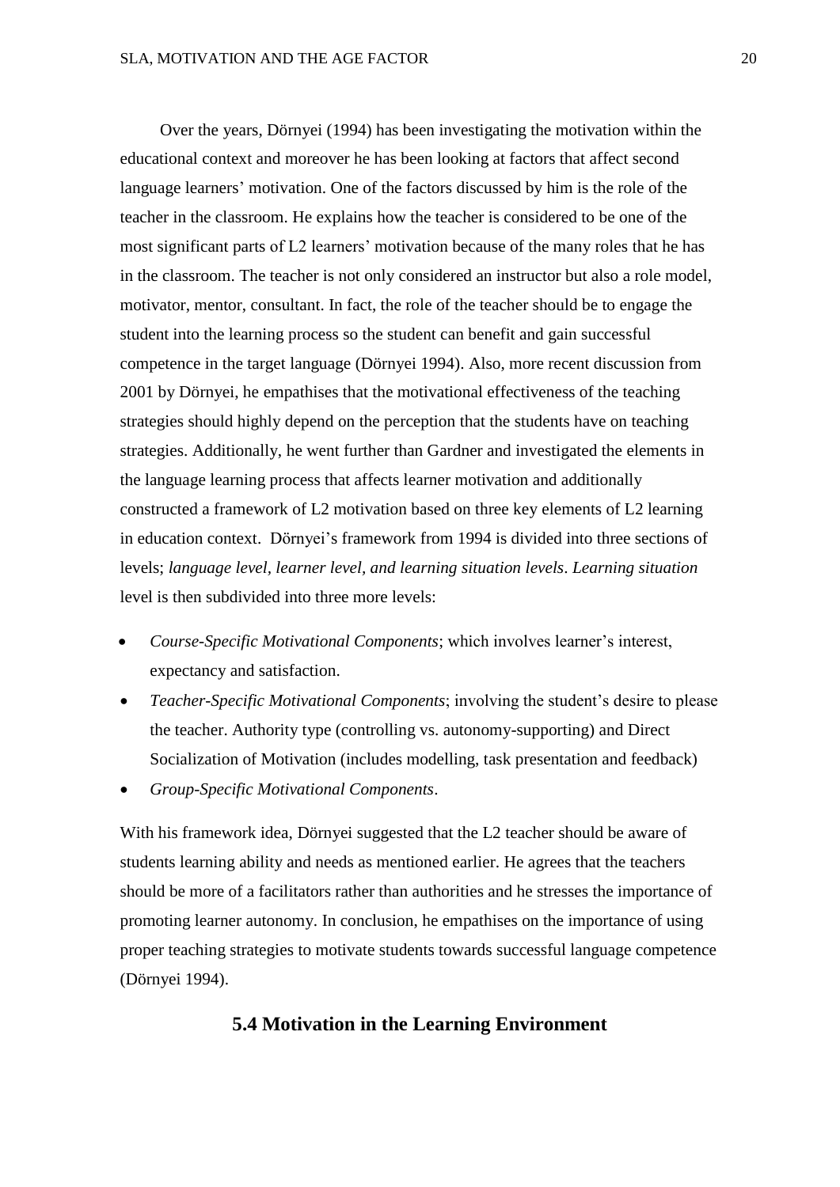Over the years, Dörnyei (1994) has been investigating the motivation within the educational context and moreover he has been looking at factors that affect second language learners' motivation. One of the factors discussed by him is the role of the teacher in the classroom. He explains how the teacher is considered to be one of the most significant parts of L2 learners' motivation because of the many roles that he has in the classroom. The teacher is not only considered an instructor but also a role model, motivator, mentor, consultant. In fact, the role of the teacher should be to engage the student into the learning process so the student can benefit and gain successful competence in the target language (Dörnyei 1994). Also, more recent discussion from 2001 by Dörnyei, he empathises that the motivational effectiveness of the teaching strategies should highly depend on the perception that the students have on teaching strategies. Additionally, he went further than Gardner and investigated the elements in the language learning process that affects learner motivation and additionally constructed a framework of L2 motivation based on three key elements of L2 learning in education context. Dörnyei's framework from 1994 is divided into three sections of levels; *language level, learner level, and learning situation levels*. *Learning situation* level is then subdivided into three more levels:

- *Course-Specific Motivational Components*; which involves learner's interest, expectancy and satisfaction.
- *Teacher-Specific Motivational Components*; involving the student's desire to please the teacher. Authority type (controlling vs. autonomy-supporting) and Direct Socialization of Motivation (includes modelling, task presentation and feedback)
- *Group-Specific Motivational Components*.

With his framework idea, Dörnyei suggested that the L2 teacher should be aware of students learning ability and needs as mentioned earlier. He agrees that the teachers should be more of a facilitators rather than authorities and he stresses the importance of promoting learner autonomy. In conclusion, he empathises on the importance of using proper teaching strategies to motivate students towards successful language competence (Dörnyei 1994).

## 5.4 Motivation in the Learning Environment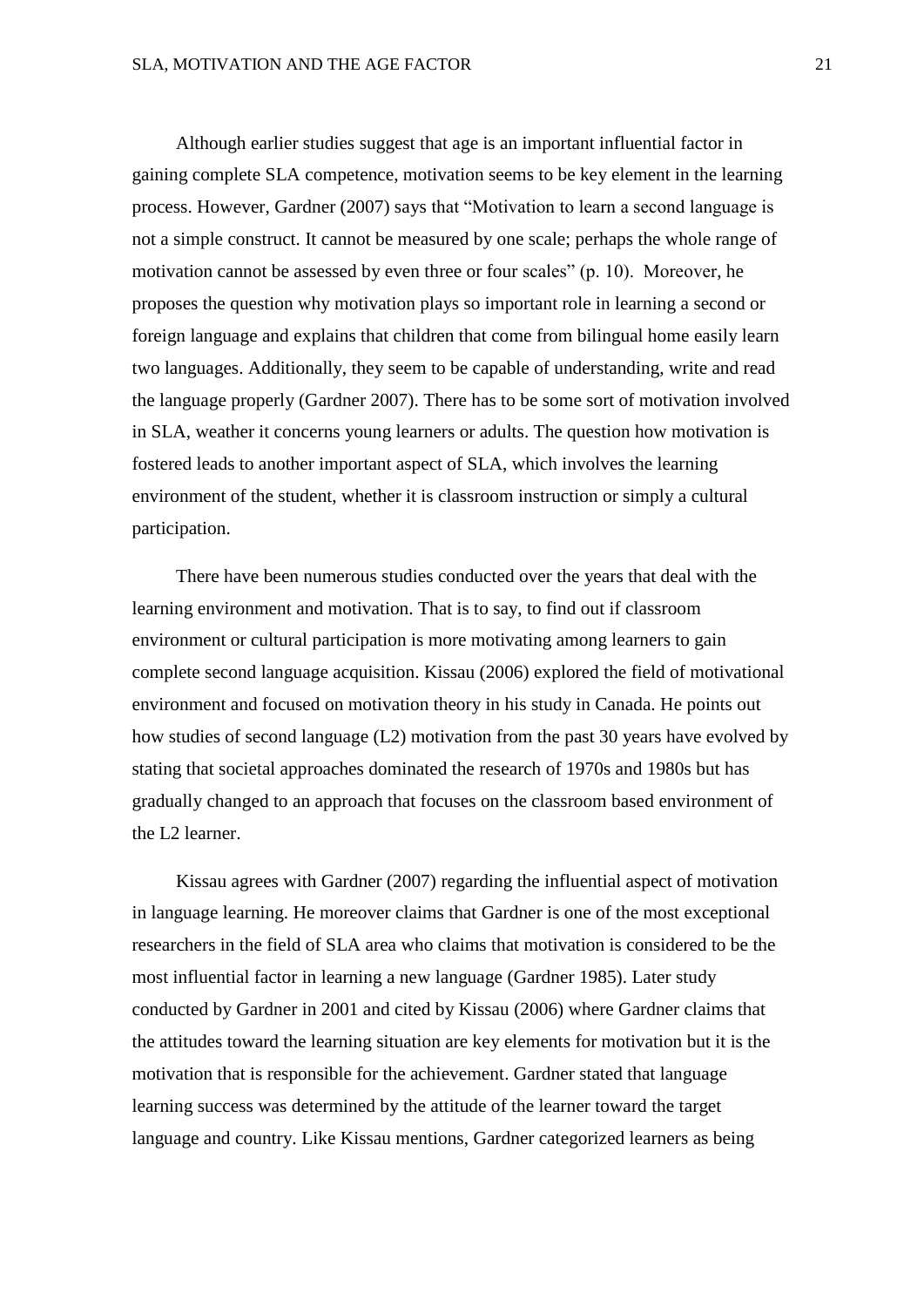Although earlier studies suggest that age is an important influential factor in gaining complete SLA competence, motivation seems to be key element in the learning process. However, Gardner (2007) says that "Motivation to learn a second language is not a simple construct. It cannot be measured by one scale; perhaps the whole range of motivation cannot be assessed by even three or four scales" (p. 10). Moreover, he proposes the question why motivation plays so important role in learning a second or foreign language and explains that children that come from bilingual home easily learn two languages. Additionally, they seem to be capable of understanding, write and read the language properly (Gardner 2007). There has to be some sort of motivation involved in SLA, weather it concerns young learners or adults. The question how motivation is fostered leads to another important aspect of SLA, which involves the learning environment of the student, whether it is classroom instruction or simply a cultural participation.

There have been numerous studies conducted over the years that deal with the learning environment and motivation. That is to say, to find out if classroom environment or cultural participation is more motivating among learners to gain complete second language acquisition. Kissau (2006) explored the field of motivational environment and focused on motivation theory in his study in Canada. He points out how studies of second language (L2) motivation from the past 30 years have evolved by stating that societal approaches dominated the research of 1970s and 1980s but has gradually changed to an approach that focuses on the classroom based environment of the L2 learner.

Kissau agrees with Gardner (2007) regarding the influential aspect of motivation in language learning. He moreover claims that Gardner is one of the most exceptional researchers in the field of SLA area who claims that motivation is considered to be the most influential factor in learning a new language (Gardner 1985). Later study conducted by Gardner in 2001 and cited by Kissau (2006) where Gardner claims that the attitudes toward the learning situation are key elements for motivation but it is the motivation that is responsible for the achievement. Gardner stated that language learning success was determined by the attitude of the learner toward the target language and country. Like Kissau mentions, Gardner categorized learners as being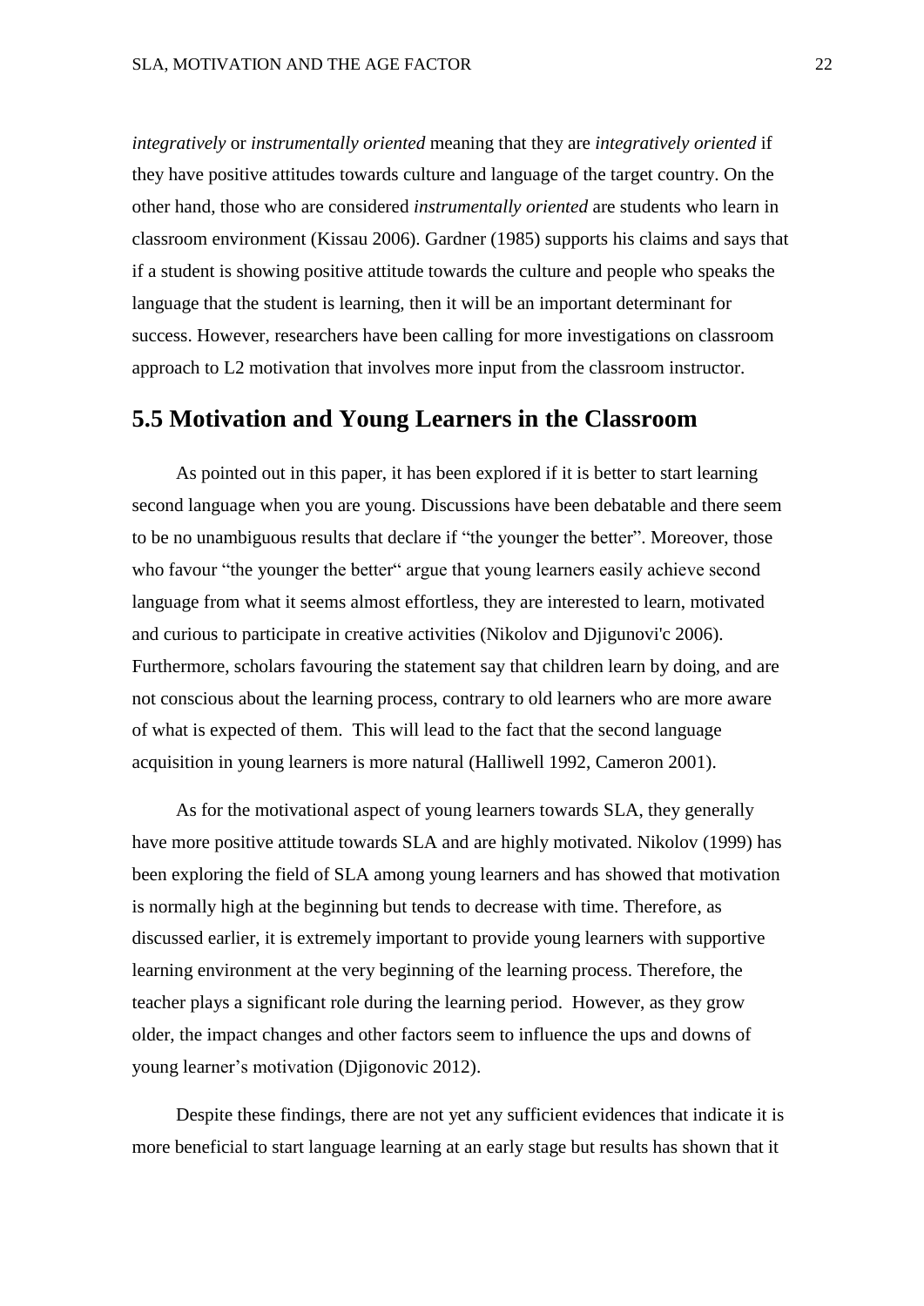*integratively* or *instrumentally oriented* meaning that they are *integratively oriented* if they have positive attitudes towards culture and language of the target country. On the other hand, those who are considered *instrumentally oriented* are students who learn in classroom environment (Kissau 2006). Gardner (1985) supports his claims and says that if a student is showing positive attitude towards the culture and people who speaks the language that the student is learning, then it will be an important determinant for success. However, researchers have been calling for more investigations on classroom approach to L2 motivation that involves more input from the classroom instructor.

## 5.5 Motivation and Young Learners in the Classroom

As pointed out in this paper, it has been explored if it is better to start learning second language when you are young. Discussions have been debatable and there seem to be no unambiguous results that declare if "the younger the better". Moreover, those who favour "the younger the better" argue that young learners easily achieve second language from what it seems almost effortless, they are interested to learn, motivated and curious to participate in creative activities (Nikolov and Djigunovi'c 2006). Furthermore, scholars favouring the statement say that children learn by doing, and are not conscious about the learning process, contrary to old learners who are more aware of what is expected of them. This will lead to the fact that the second language acquisition in young learners is more natural (Halliwell 1992, Cameron 2001).

As for the motivational aspect of young learners towards SLA, they generally have more positive attitude towards SLA and are highly motivated. Nikolov (1999) has been exploring the field of SLA among young learners and has showed that motivation is normally high at the beginning but tends to decrease with time. Therefore, as discussed earlier, it is extremely important to provide young learners with supportive learning environment at the very beginning of the learning process. Therefore, the teacher plays a significant role during the learning period. However, as they grow older, the impact changes and other factors seem to influence the ups and downs of young learner's motivation (Djigonovic 2012).

Despite these findings, there are not yet any sufficient evidences that indicate it is more beneficial to start language learning at an early stage but results has shown that it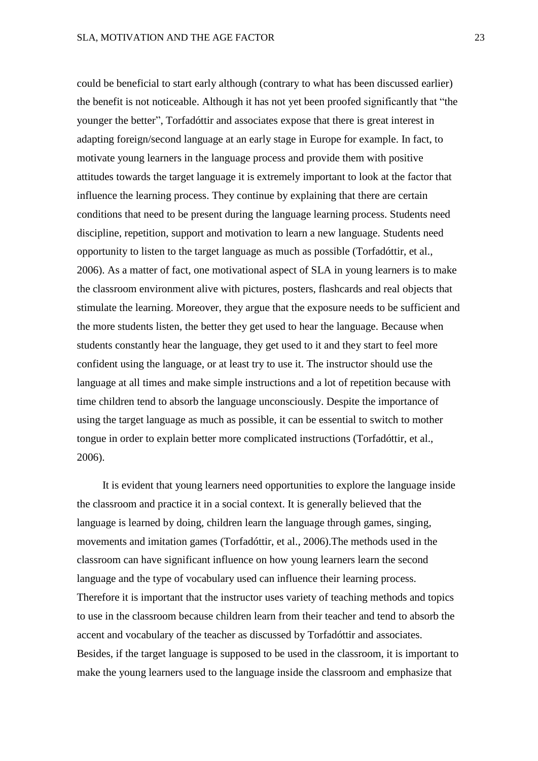could be beneficial to start early although (contrary to what has been discussed earlier) the benefit is not noticeable. Although it has not yet been proofed significantly that "the younger the better", Torfadóttir and associates expose that there is great interest in adapting foreign/second language at an early stage in Europe for example. In fact, to motivate young learners in the language process and provide them with positive attitudes towards the target language it is extremely important to look at the factor that influence the learning process. They continue by explaining that there are certain conditions that need to be present during the language learning process. Students need discipline, repetition, support and motivation to learn a new language. Students need opportunity to listen to the target language as much as possible (Torfadóttir, et al., 2006). As a matter of fact, one motivational aspect of SLA in young learners is to make the classroom environment alive with pictures, posters, flashcards and real objects that stimulate the learning. Moreover, they argue that the exposure needs to be sufficient and the more students listen, the better they get used to hear the language. Because when students constantly hear the language, they get used to it and they start to feel more confident using the language, or at least try to use it. The instructor should use the language at all times and make simple instructions and a lot of repetition because with time children tend to absorb the language unconsciously. Despite the importance of using the target language as much as possible, it can be essential to switch to mother tongue in order to explain better more complicated instructions (Torfadóttir, et al., 2006).

It is evident that young learners need opportunities to explore the language inside the classroom and practice it in a social context. It is generally believed that the language is learned by doing, children learn the language through games, singing, movements and imitation games (Torfadóttir, et al., 2006).The methods used in the classroom can have significant influence on how young learners learn the second language and the type of vocabulary used can influence their learning process. Therefore it is important that the instructor uses variety of teaching methods and topics to use in the classroom because children learn from their teacher and tend to absorb the accent and vocabulary of the teacher as discussed by Torfadóttir and associates. Besides, if the target language is supposed to be used in the classroom, it is important to make the young learners used to the language inside the classroom and emphasize that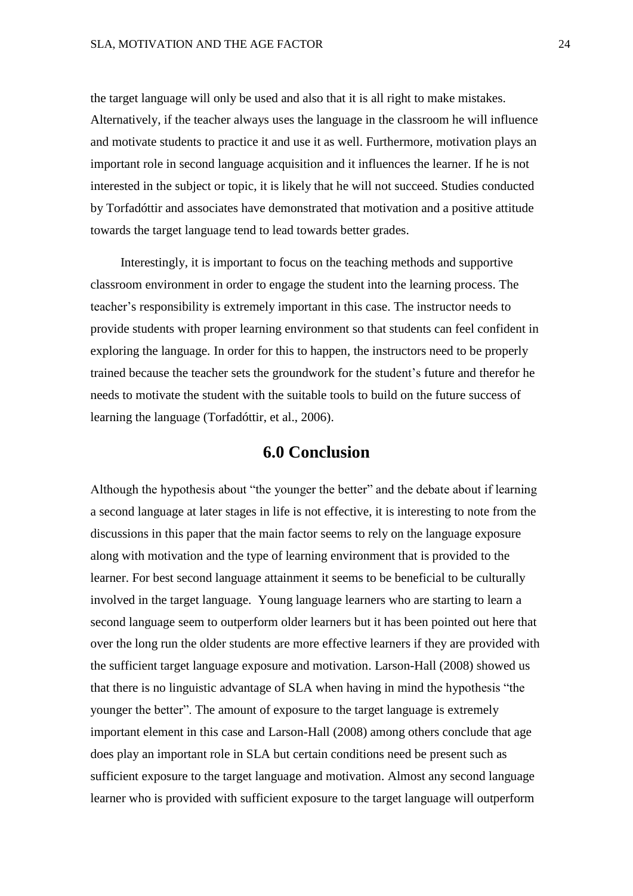the target language will only be used and also that it is all right to make mistakes. Alternatively, if the teacher always uses the language in the classroom he will influence and motivate students to practice it and use it as well. Furthermore, motivation plays an important role in second language acquisition and it influences the learner. If he is not interested in the subject or topic, it is likely that he will not succeed. Studies conducted by Torfadóttir and associates have demonstrated that motivation and a positive attitude towards the target language tend to lead towards better grades.

Interestingly, it is important to focus on the teaching methods and supportive classroom environment in order to engage the student into the learning process. The teacher's responsibility is extremely important in this case. The instructor needs to provide students with proper learning environment so that students can feel confident in exploring the language. In order for this to happen, the instructors need to be properly trained because the teacher sets the groundwork for the student's future and therefor he needs to motivate the student with the suitable tools to build on the future success of learning the language (Torfadóttir, et al., 2006).

## 6.0 Conclusion

Although the hypothesis about "the younger the better" and the debate about if learning a second language at later stages in life is not effective, it is interesting to note from the discussions in this paper that the main factor seems to rely on the language exposure along with motivation and the type of learning environment that is provided to the learner. For best second language attainment it seems to be beneficial to be culturally involved in the target language. Young language learners who are starting to learn a second language seem to outperform older learners but it has been pointed out here that over the long run the older students are more effective learners if they are provided with the sufficient target language exposure and motivation. Larson-Hall (2008) showed us that there is no linguistic advantage of SLA when having in mind the hypothesis "the younger the better". The amount of exposure to the target language is extremely important element in this case and Larson-Hall (2008) among others conclude that age does play an important role in SLA but certain conditions need be present such as sufficient exposure to the target language and motivation. Almost any second language learner who is provided with sufficient exposure to the target language will outperform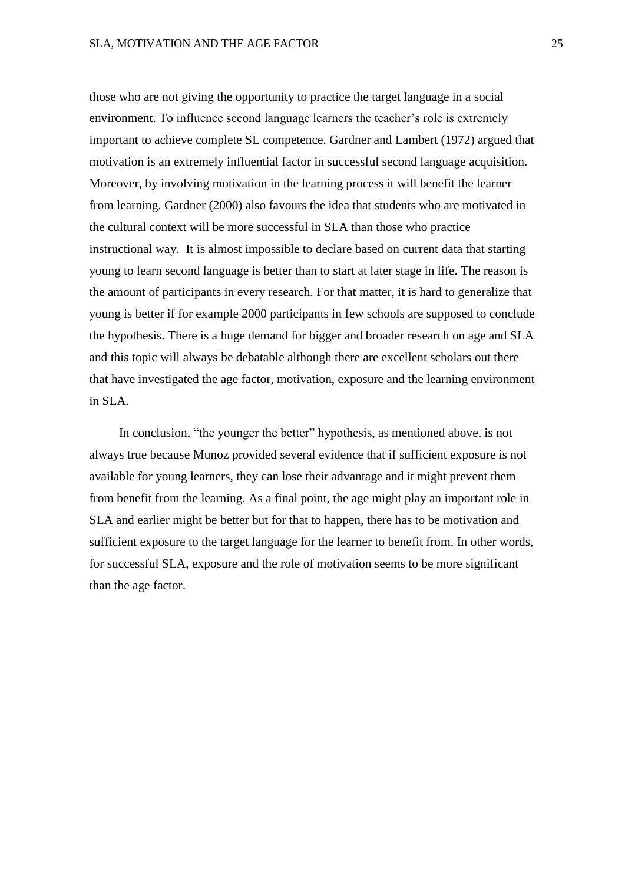those who are not giving the opportunity to practice the target language in a social environment. To influence second language learners the teacher's role is extremely important to achieve complete SL competence. Gardner and Lambert (1972) argued that motivation is an extremely influential factor in successful second language acquisition. Moreover, by involving motivation in the learning process it will benefit the learner from learning. Gardner (2000) also favours the idea that students who are motivated in the cultural context will be more successful in SLA than those who practice instructional way. It is almost impossible to declare based on current data that starting young to learn second language is better than to start at later stage in life. The reason is the amount of participants in every research. For that matter, it is hard to generalize that young is better if for example 2000 participants in few schools are supposed to conclude the hypothesis. There is a huge demand for bigger and broader research on age and SLA and this topic will always be debatable although there are excellent scholars out there that have investigated the age factor, motivation, exposure and the learning environment in SLA.

In conclusion, "the younger the better" hypothesis, as mentioned above, is not always true because Munoz provided several evidence that if sufficient exposure is not available for young learners, they can lose their advantage and it might prevent them from benefit from the learning. As a final point, the age might play an important role in SLA and earlier might be better but for that to happen, there has to be motivation and sufficient exposure to the target language for the learner to benefit from. In other words, for successful SLA, exposure and the role of motivation seems to be more significant than the age factor.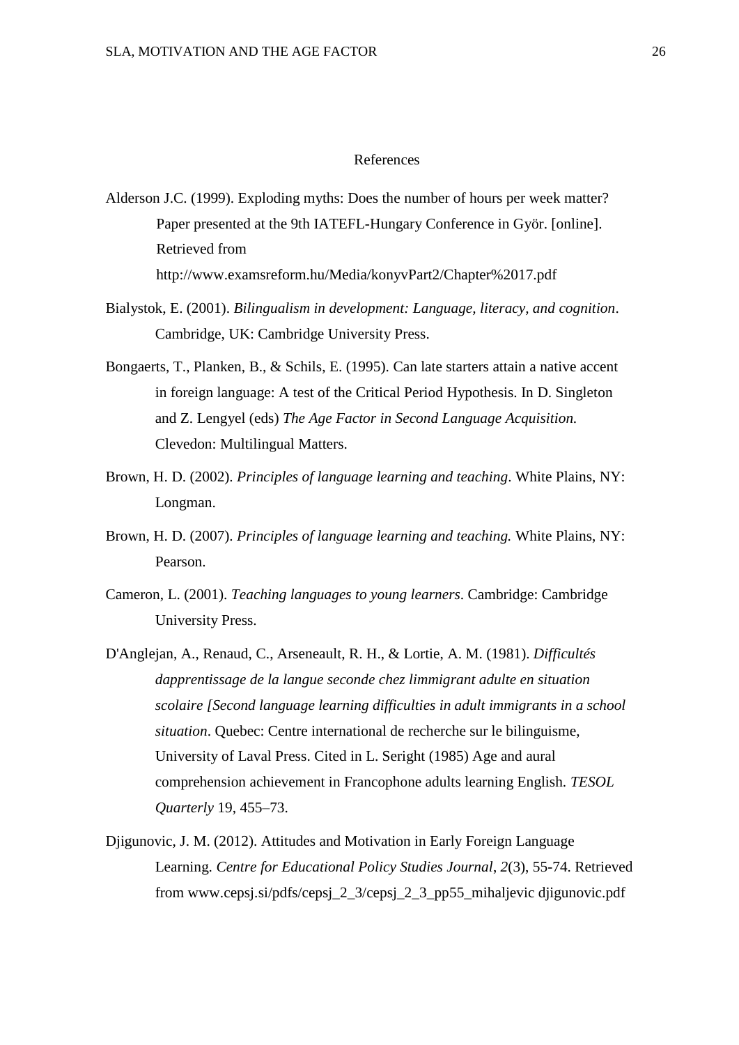# References

Alderson J.C. (1999). Exploding myths: Does the number of hours per week matter? Paper presented at the 9th IATEFL-Hungary Conference in Györ. [online]. Retrieved from http://www.examsreform.hu/Media/konyvPart2/Chapter%2017.pdf

Bialystok, E. (2001). *Bilingualism in development: Language, literacy, and cognition*. Cambridge, UK: Cambridge University Press.

Bongaerts, T., Planken, B., & Schils, E. (1995). Can late starters attain a native accent in foreign language: A test of the Critical Period Hypothesis. In D. Singleton and Z. Lengyel (eds) *The Age Factor in Second Language Acquisition.* Clevedon: Multilingual Matters.

Brown, H. D. (2002). *Principles of language learning and teaching*. White Plains, NY: Longman.

Brown, H. D. (2007). *Principles of language learning and teaching.* White Plains, NY: Pearson.

Cameron, L. (2001). *Teaching languages to young learners*. Cambridge: Cambridge University Press.

D'Anglejan, A., Renaud, C., Arseneault, R. H., & Lortie, A. M. (1981). *Difficultés dapprentissage de la langue seconde chez limmigrant adulte en situation scolaire [Second language learning difficulties in adult immigrants in a school situation*. Quebec: Centre international de recherche sur le bilinguisme, University of Laval Press. Cited in L. Seright (1985) Age and aural comprehension achievement in Francophone adults learning English. *TESOL Quarterly* 19, 455–73.

Djigunovic, J. M. (2012). Attitudes and Motivation in Early Foreign Language Learning. *Centre for Educational Policy Studies Journal*, *2*(3), 55-74. Retrieved from www.cepsj.si/pdfs/cepsj_2_3/cepsj_2_3_pp55_mihaljevic djigunovic.pdf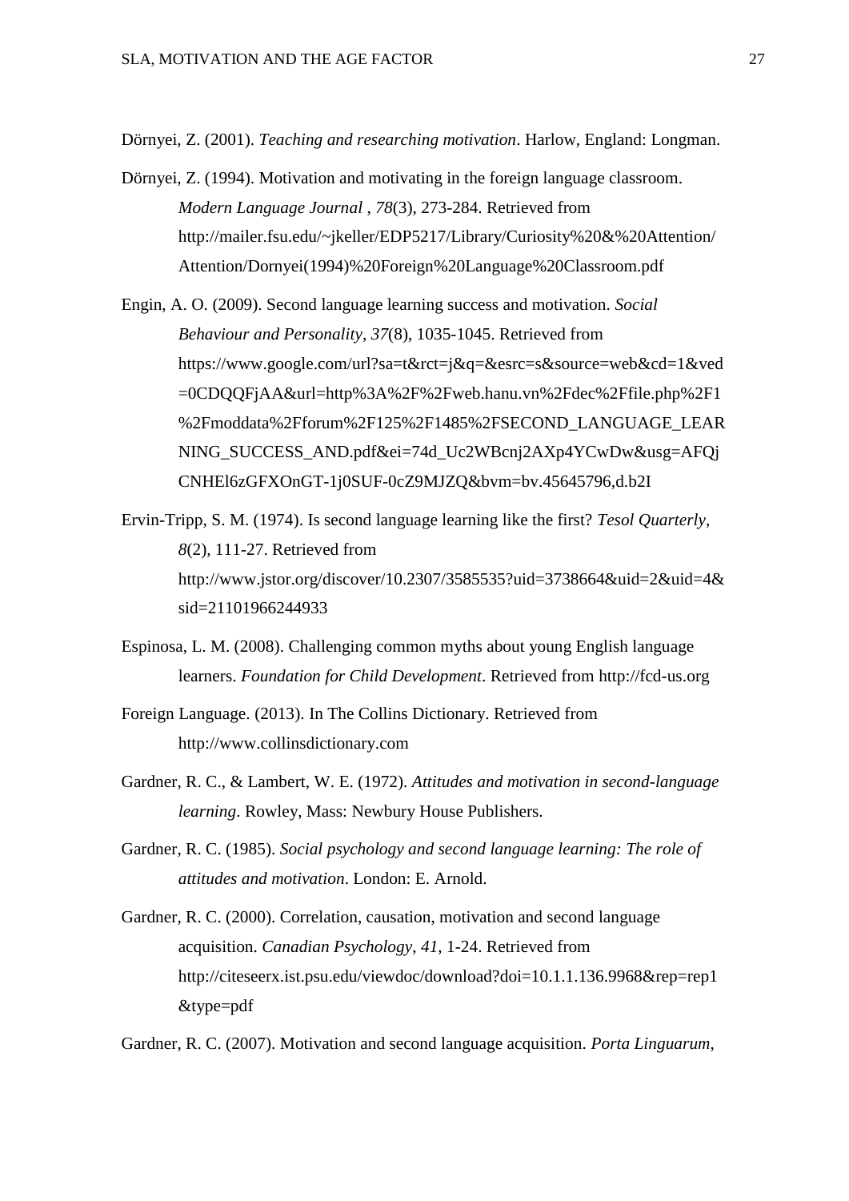Dörnyei, Z. (2001). *Teaching and researching motivation*. Harlow, England: Longman.

Dörnyei, Z. (1994). Motivation and motivating in the foreign language classroom. *Modern Language Journal* , *78*(3), 273-284. Retrieved from http://mailer.fsu.edu/~jkeller/EDP5217/Library/Curiosity%20&%20Attention/Attention/Dornyei(1994)%20Foreign%20Language%20Classroom.pdf

Engin, A. O. (2009). Second language learning success and motivation. *Social Behaviour and Personality*, *37*(8), 1035-1045. Retrieved from https://www.google.com/url?sa=t&rct=j&q=&esrc=s&source=web&cd=1&ved=0CDQQFjAA&url=http%3A%2F%2Fweb.hanu.vn%2Fdec%2Ffile.php%2F1%2Fmoddata%2Fforum%2F125%2F1485%2FSECOND_LANGUAGE_LEARNING_SUCCESS_AND.pdf&ei=74d_Uc2WBcnj2AXp4YCwDw&usg=AFQjCNHEl6zGFXOnGT-1j0SUF-0cZ9MJZQ&bvm=bv.45645796,d.b2I

Ervin-Tripp, S. M. (1974). Is second language learning like the first? *Tesol Quarterly*, *8*(2), 111-27. Retrieved from http://www.jstor.org/discover/10.2307/3585535?uid=3738664&uid=2&uid=4&sid=21101966244933

Espinosa, L. M. (2008). Challenging common myths about young English language learners. *Foundation for Child Development*. Retrieved from http://fcd-us.org

Foreign Language. (2013). In The Collins Dictionary. Retrieved from http://www.collinsdictionary.com

Gardner, R. C., & Lambert, W. E. (1972). *Attitudes and motivation in second-language learning*. Rowley, Mass: Newbury House Publishers.

Gardner, R. C. (1985). *Social psychology and second language learning: The role of attitudes and motivation*. London: E. Arnold.

Gardner, R. C. (2000). Correlation, causation, motivation and second language acquisition. *Canadian Psychology*, *41*, 1-24. Retrieved from http://citeseerx.ist.psu.edu/viewdoc/download?doi=10.1.1.136.9968&rep=rep1&type=pdf

Gardner, R. C. (2007). Motivation and second language acquisition. *Porta Linguarum*,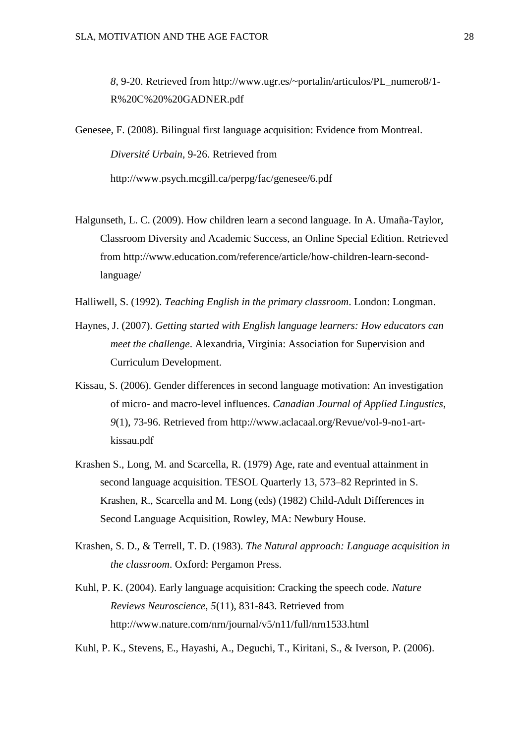*8*, 9-20. Retrieved from http://www.ugr.es/~portalin/articulos/PL_numero8/1-R%20C%20%20GADNER.pdf

Genesee, F. (2008). Bilingual first language acquisition: Evidence from Montreal. *Diversité Urbain*, 9-26. Retrieved from http://www.psych.mcgill.ca/perpg/fac/genesee/6.pdf

Halgunseth, L. C. (2009). How children learn a second language. In A. Umaña-Taylor, Classroom Diversity and Academic Success, an Online Special Edition. Retrieved from http://www.education.com/reference/article/how-children-learn-second-language/

Halliwell, S. (1992). *Teaching English in the primary classroom*. London: Longman.

Haynes, J. (2007). *Getting started with English language learners: How educators can meet the challenge*. Alexandria, Virginia: Association for Supervision and Curriculum Development.

Kissau, S. (2006). Gender differences in second language motivation: An investigation of micro- and macro-level influences. *Canadian Journal of Applied Lingustics*, *9*(1), 73-96. Retrieved from http://www.aclacaal.org/Revue/vol-9-no1-art-kissau.pdf

Krashen S., Long, M. and Scarcella, R. (1979) Age, rate and eventual attainment in second language acquisition. TESOL Quarterly 13, 573–82 Reprinted in S. Krashen, R., Scarcella and M. Long (eds) (1982) Child-Adult Differences in Second Language Acquisition, Rowley, MA: Newbury House.

Krashen, S. D., & Terrell, T. D. (1983). *The Natural approach: Language acquisition in the classroom*. Oxford: Pergamon Press.

Kuhl, P. K. (2004). Early language acquisition: Cracking the speech code. *Nature Reviews Neuroscience*, *5*(11), 831-843. Retrieved from http://www.nature.com/nrn/journal/v5/n11/full/nrn1533.html

Kuhl, P. K., Stevens, E., Hayashi, A., Deguchi, T., Kiritani, S., & Iverson, P. (2006).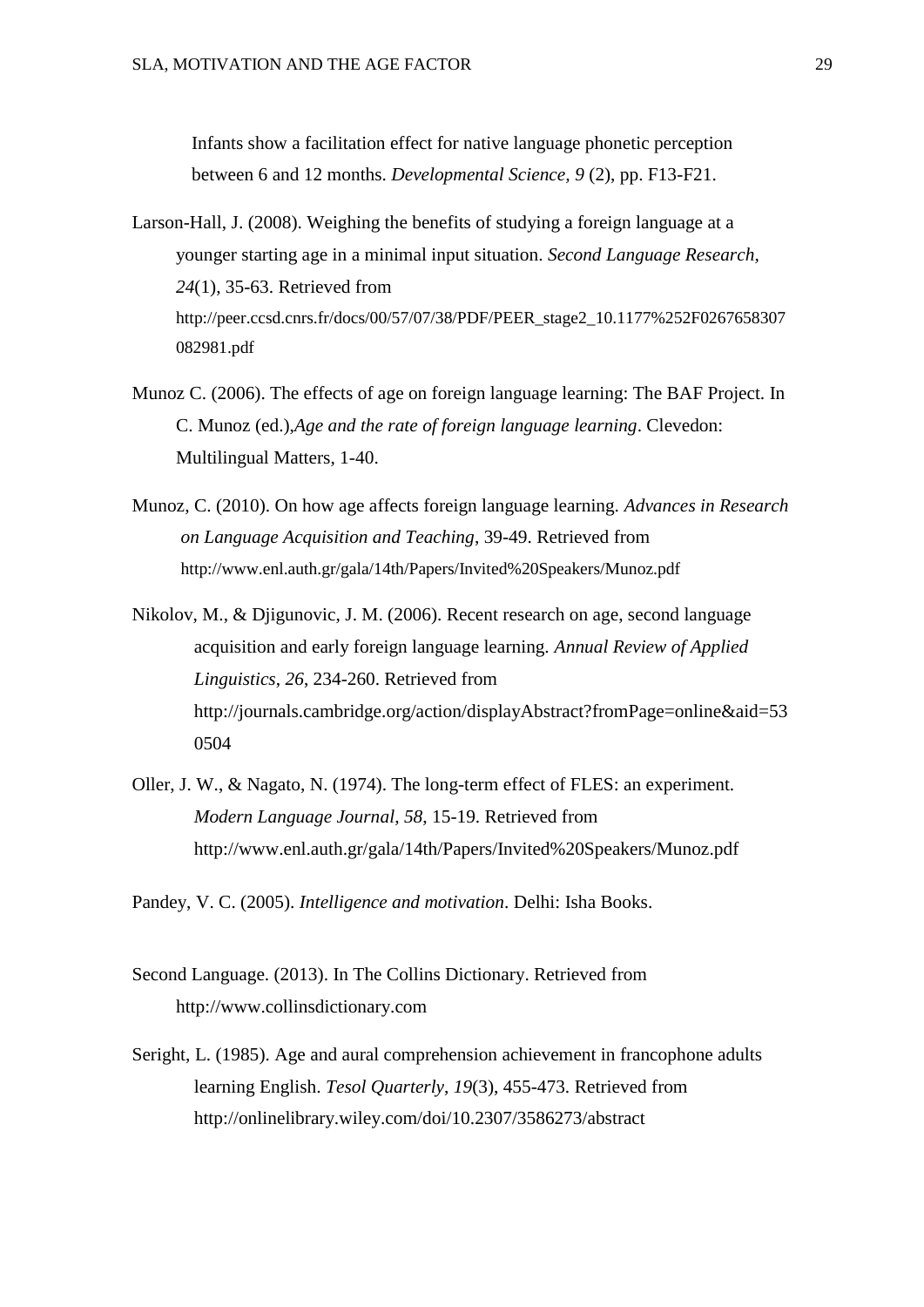Infants show a facilitation effect for native language phonetic perception between 6 and 12 months. *Developmental Science, 9* (2), pp. F13-F21.

Larson-Hall, J. (2008). Weighing the benefits of studying a foreign language at a younger starting age in a minimal input situation. *Second Language Research*, *24*(1), 35-63. Retrieved from http://peer.ccsd.cnrs.fr/docs/00/57/07/38/PDF/PEER_stage2_10.1177%252F0267658307082981.pdf

Munoz C. (2006). The effects of age on foreign language learning: The BAF Project. In C. Munoz (ed.),*Age and the rate of foreign language learning*. Clevedon: Multilingual Matters, 1-40.

Munoz, C. (2010). On how age affects foreign language learning. *Advances in Research on Language Acquisition and Teaching*, 39-49. Retrieved from http://www.enl.auth.gr/gala/14th/Papers/Invited%20Speakers/Munoz.pdf

Nikolov, M., & Djigunovic, J. M. (2006). Recent research on age, second language acquisition and early foreign language learning. *Annual Review of Applied Linguistics*, *26*, 234-260. Retrieved from http://journals.cambridge.org/action/displayAbstract?fromPage=online&aid=530504

Oller, J. W., & Nagato, N. (1974). The long-term effect of FLES: an experiment. *Modern Language Journal*, *58*, 15-19. Retrieved from http://www.enl.auth.gr/gala/14th/Papers/Invited%20Speakers/Munoz.pdf

Pandey, V. C. (2005). *Intelligence and motivation*. Delhi: Isha Books.

Second Language. (2013). In The Collins Dictionary. Retrieved from http://www.collinsdictionary.com

Seright, L. (1985). Age and aural comprehension achievement in francophone adults learning English. *Tesol Quarterly*, *19*(3), 455-473. Retrieved from http://onlinelibrary.wiley.com/doi/10.2307/3586273/abstract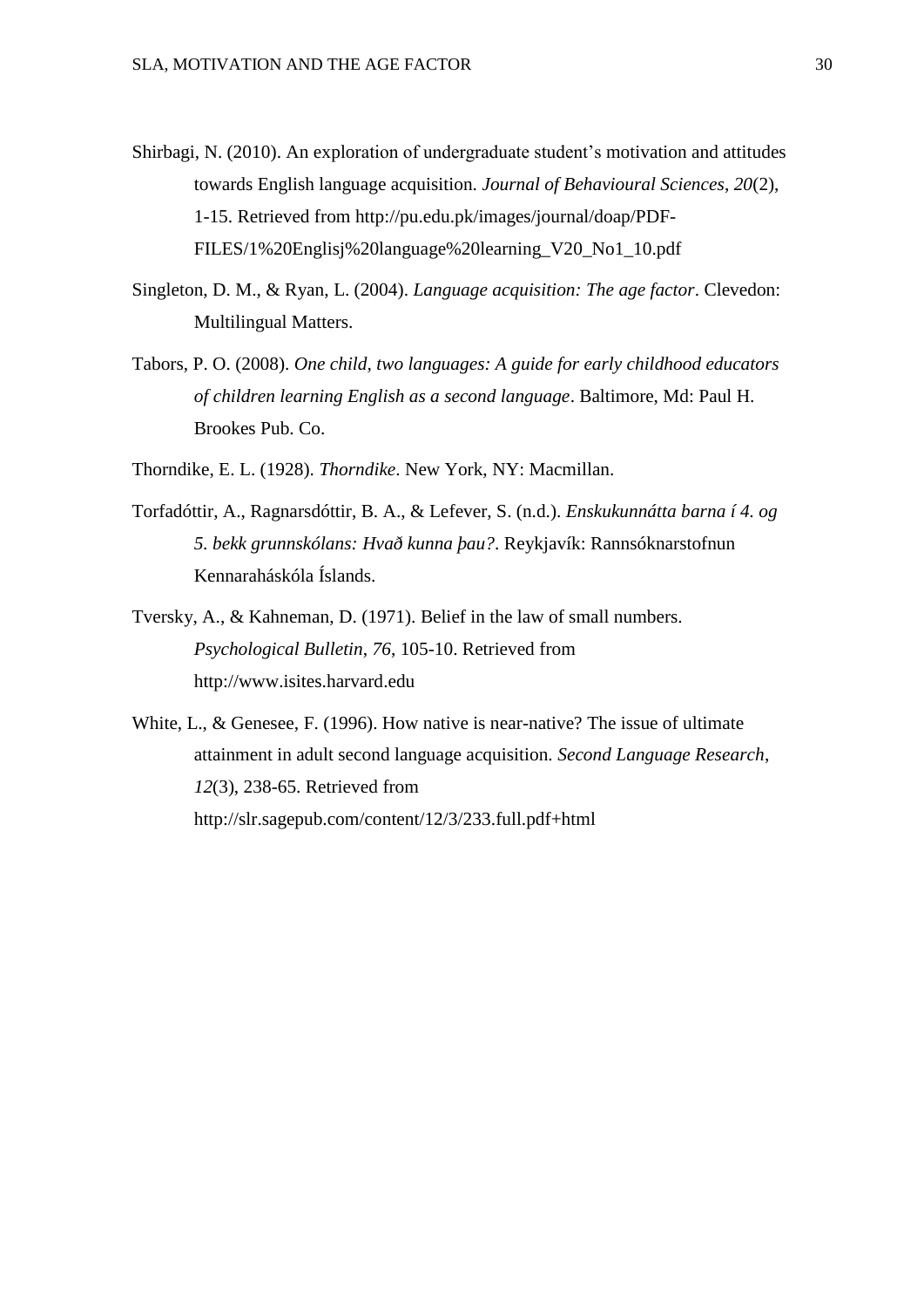Shirbagi, N. (2010). An exploration of undergraduate student's motivation and attitudes towards English language acquisition. *Journal of Behavioural Sciences*, *20*(2), 1-15. Retrieved from http://pu.edu.pk/images/journal/doap/PDF-FILES/1%20Englisj%20language%20learning_V20_No1_10.pdf

Singleton, D. M., & Ryan, L. (2004). *Language acquisition: The age factor*. Clevedon: Multilingual Matters.

Tabors, P. O. (2008). *One child, two languages: A guide for early childhood educators of children learning English as a second language*. Baltimore, Md: Paul H. Brookes Pub. Co.

Thorndike, E. L. (1928). *Thorndike*. New York, NY: Macmillan.

Torfadóttir, A., Ragnarsdóttir, B. A., & Lefever, S. (n.d.). *Enskukunnátta barna í 4. og 5. bekk grunnskólans: Hvað kunna þau?*. Reykjavík: Rannsóknarstofnun Kennaraháskóla Íslands.

Tversky, A., & Kahneman, D. (1971). Belief in the law of small numbers. *Psychological Bulletin*, *76*, 105-10. Retrieved from http://www.isites.harvard.edu

White, L., & Genesee, F. (1996). How native is near-native? The issue of ultimate attainment in adult second language acquisition. *Second Language Research*, *12*(3), 238-65. Retrieved from http://slr.sagepub.com/content/12/3/233.full.pdf+html